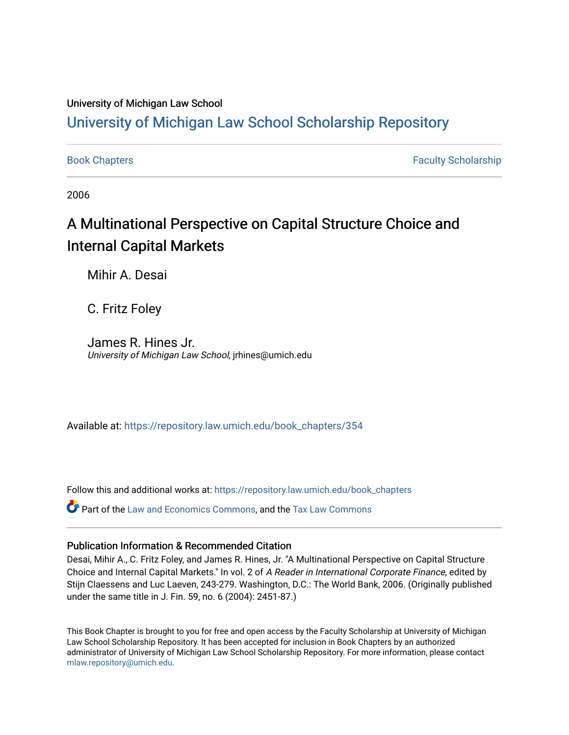University of Michigan Law School

# University of Michigan Law School Scholarship Repository

Book Chapters | Faculty Scholarship

2006

## A Multinational Perspective on Capital Structure Choice and Internal Capital Markets

Mihir A. Desai

C. Fritz Foley

James R. Hines Jr.
*University of Michigan Law School*, jrhines@umich.edu

Available at: https://repository.law.umich.edu/book_chapters/354

Follow this and additional works at: https://repository.law.umich.edu/book_chapters

Part of the Law and Economics Commons, and the Tax Law Commons

### Publication Information & Recommended Citation

Desai, Mihir A., C. Fritz Foley, and James R. Hines, Jr. "A Multinational Perspective on Capital Structure Choice and Internal Capital Markets." In vol. 2 of *A Reader in International Corporate Finance*, edited by Stijn Claessens and Luc Laeven, 243-279. Washington, D.C.: The World Bank, 2006. (Originally published under the same title in J. Fin. 59, no. 6 (2004): 2451-87.)

This Book Chapter is brought to you for free and open access by the Faculty Scholarship at University of Michigan Law School Scholarship Repository. It has been accepted for inclusion in Book Chapters by an authorized administrator of University of Michigan Law School Scholarship Repository. For more information, please contact mlaw.repository@umich.edu.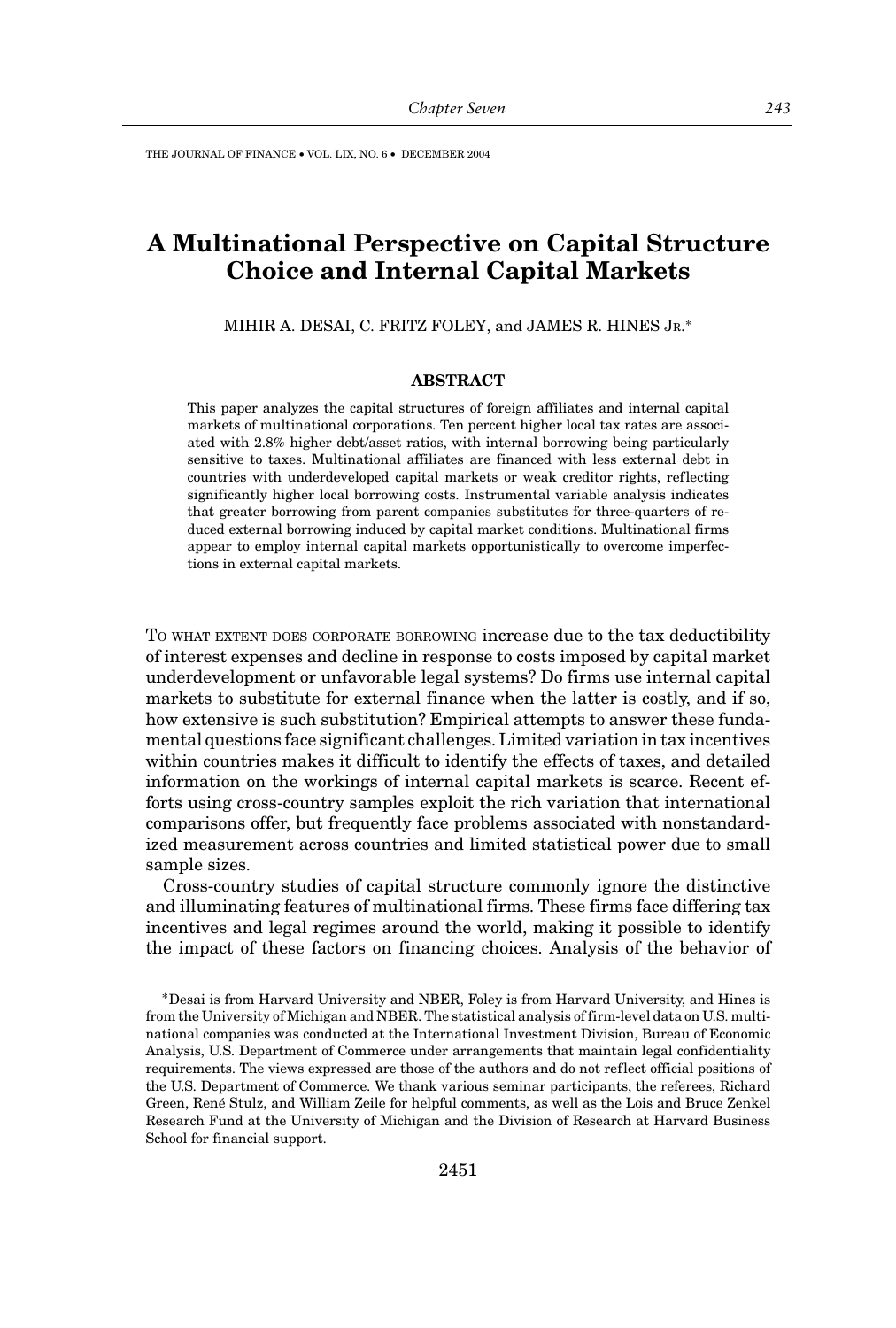# A Multinational Perspective on Capital Structure Choice and Internal Capital Markets

MIHIR A. DESAI, C. FRITZ FOLEY, and JAMES R. HINES JR.*

## ABSTRACT

This paper analyzes the capital structures of foreign affiliates and internal capital markets of multinational corporations. Ten percent higher local tax rates are associated with 2.8% higher debt/asset ratios, with internal borrowing being particularly sensitive to taxes. Multinational affiliates are financed with less external debt in countries with underdeveloped capital markets or weak creditor rights, reflecting significantly higher local borrowing costs. Instrumental variable analysis indicates that greater borrowing from parent companies substitutes for three-quarters of reduced external borrowing induced by capital market conditions. Multinational firms appear to employ internal capital markets opportunistically to overcome imperfections in external capital markets.

TO WHAT EXTENT DOES CORPORATE BORROWING increase due to the tax deductibility of interest expenses and decline in response to costs imposed by capital market underdevelopment or unfavorable legal systems? Do firms use internal capital markets to substitute for external finance when the latter is costly, and if so, how extensive is such substitution? Empirical attempts to answer these fundamental questions face significant challenges. Limited variation in tax incentives within countries makes it difficult to identify the effects of taxes, and detailed information on the workings of internal capital markets is scarce. Recent efforts using cross-country samples exploit the rich variation that international comparisons offer, but frequently face problems associated with nonstandardized measurement across countries and limited statistical power due to small sample sizes.

Cross-country studies of capital structure commonly ignore the distinctive and illuminating features of multinational firms. These firms face differing tax incentives and legal regimes around the world, making it possible to identify the impact of these factors on financing choices. Analysis of the behavior of

*Desai is from Harvard University and NBER, Foley is from Harvard University, and Hines is from the University of Michigan and NBER. The statistical analysis of firm-level data on U.S. multinational companies was conducted at the International Investment Division, Bureau of Economic Analysis, U.S. Department of Commerce under arrangements that maintain legal confidentiality requirements. The views expressed are those of the authors and do not reflect official positions of the U.S. Department of Commerce. We thank various seminar participants, the referees, Richard Green, René Stulz, and William Zeile for helpful comments, as well as the Lois and Bruce Zenkel Research Fund at the University of Michigan and the Division of Research at Harvard Business School for financial support.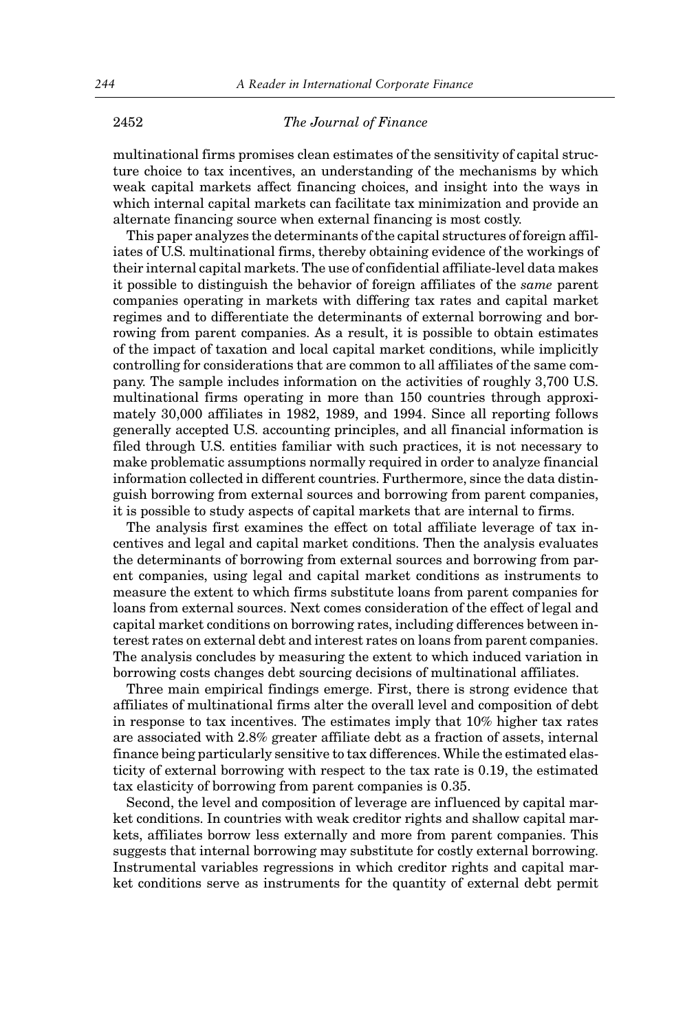multinational firms promises clean estimates of the sensitivity of capital structure choice to tax incentives, an understanding of the mechanisms by which weak capital markets affect financing choices, and insight into the ways in which internal capital markets can facilitate tax minimization and provide an alternate financing source when external financing is most costly.

This paper analyzes the determinants of the capital structures of foreign affiliates of U.S. multinational firms, thereby obtaining evidence of the workings of their internal capital markets. The use of confidential affiliate-level data makes it possible to distinguish the behavior of foreign affiliates of the *same* parent companies operating in markets with differing tax rates and capital market regimes and to differentiate the determinants of external borrowing and borrowing from parent companies. As a result, it is possible to obtain estimates of the impact of taxation and local capital market conditions, while implicitly controlling for considerations that are common to all affiliates of the same company. The sample includes information on the activities of roughly 3,700 U.S. multinational firms operating in more than 150 countries through approximately 30,000 affiliates in 1982, 1989, and 1994. Since all reporting follows generally accepted U.S. accounting principles, and all financial information is filed through U.S. entities familiar with such practices, it is not necessary to make problematic assumptions normally required in order to analyze financial information collected in different countries. Furthermore, since the data distinguish borrowing from external sources and borrowing from parent companies, it is possible to study aspects of capital markets that are internal to firms.

The analysis first examines the effect on total affiliate leverage of tax incentives and legal and capital market conditions. Then the analysis evaluates the determinants of borrowing from external sources and borrowing from parent companies, using legal and capital market conditions as instruments to measure the extent to which firms substitute loans from parent companies for loans from external sources. Next comes consideration of the effect of legal and capital market conditions on borrowing rates, including differences between interest rates on external debt and interest rates on loans from parent companies. The analysis concludes by measuring the extent to which induced variation in borrowing costs changes debt sourcing decisions of multinational affiliates.

Three main empirical findings emerge. First, there is strong evidence that affiliates of multinational firms alter the overall level and composition of debt in response to tax incentives. The estimates imply that 10% higher tax rates are associated with 2.8% greater affiliate debt as a fraction of assets, internal finance being particularly sensitive to tax differences. While the estimated elasticity of external borrowing with respect to the tax rate is 0.19, the estimated tax elasticity of borrowing from parent companies is 0.35.

Second, the level and composition of leverage are influenced by capital market conditions. In countries with weak creditor rights and shallow capital markets, affiliates borrow less externally and more from parent companies. This suggests that internal borrowing may substitute for costly external borrowing. Instrumental variables regressions in which creditor rights and capital market conditions serve as instruments for the quantity of external debt permit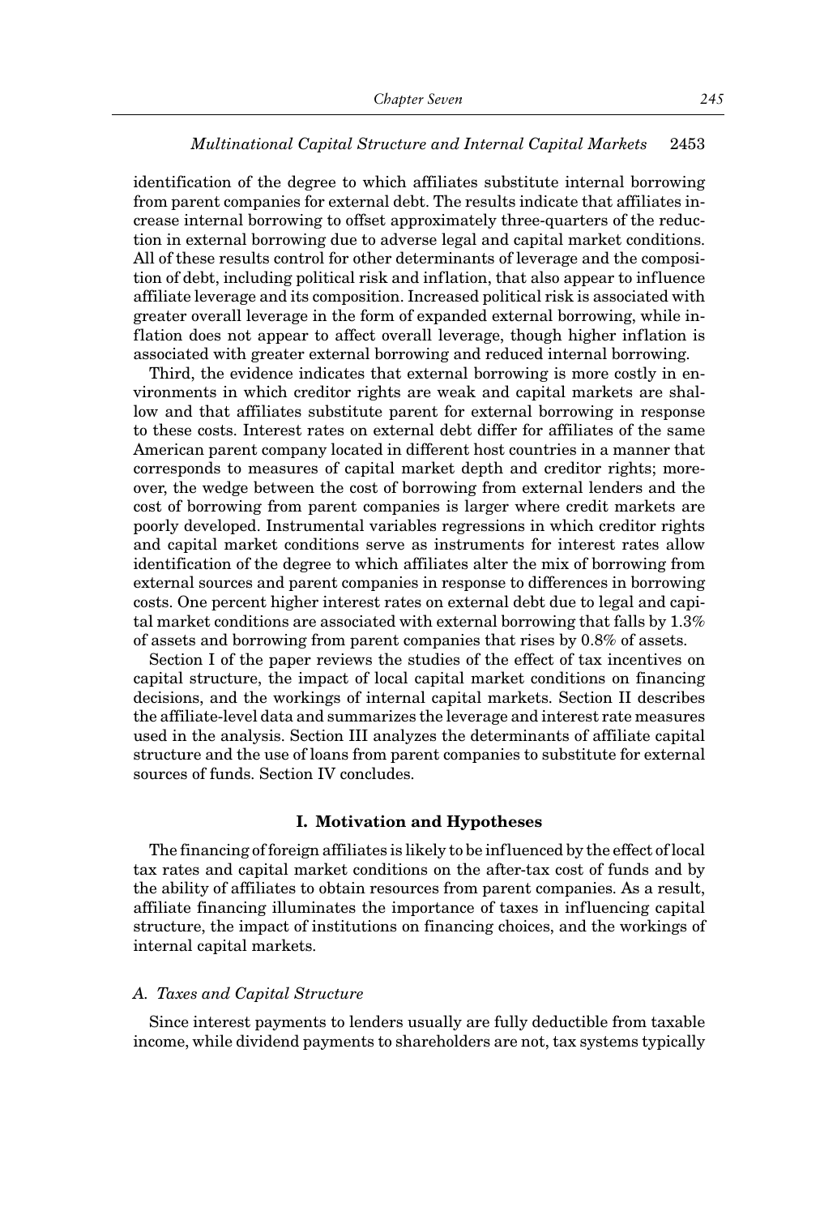identification of the degree to which affiliates substitute internal borrowing from parent companies for external debt. The results indicate that affiliates increase internal borrowing to offset approximately three-quarters of the reduction in external borrowing due to adverse legal and capital market conditions. All of these results control for other determinants of leverage and the composition of debt, including political risk and inflation, that also appear to influence affiliate leverage and its composition. Increased political risk is associated with greater overall leverage in the form of expanded external borrowing, while inflation does not appear to affect overall leverage, though higher inflation is associated with greater external borrowing and reduced internal borrowing.

Third, the evidence indicates that external borrowing is more costly in environments in which creditor rights are weak and capital markets are shallow and that affiliates substitute parent for external borrowing in response to these costs. Interest rates on external debt differ for affiliates of the same American parent company located in different host countries in a manner that corresponds to measures of capital market depth and creditor rights; moreover, the wedge between the cost of borrowing from external lenders and the cost of borrowing from parent companies is larger where credit markets are poorly developed. Instrumental variables regressions in which creditor rights and capital market conditions serve as instruments for interest rates allow identification of the degree to which affiliates alter the mix of borrowing from external sources and parent companies in response to differences in borrowing costs. One percent higher interest rates on external debt due to legal and capital market conditions are associated with external borrowing that falls by 1.3% of assets and borrowing from parent companies that rises by 0.8% of assets.

Section I of the paper reviews the studies of the effect of tax incentives on capital structure, the impact of local capital market conditions on financing decisions, and the workings of internal capital markets. Section II describes the affiliate-level data and summarizes the leverage and interest rate measures used in the analysis. Section III analyzes the determinants of affiliate capital structure and the use of loans from parent companies to substitute for external sources of funds. Section IV concludes.

## I. Motivation and Hypotheses

The financing of foreign affiliates is likely to be influenced by the effect of local tax rates and capital market conditions on the after-tax cost of funds and by the ability of affiliates to obtain resources from parent companies. As a result, affiliate financing illuminates the importance of taxes in influencing capital structure, the impact of institutions on financing choices, and the workings of internal capital markets.

### *A. Taxes and Capital Structure*

Since interest payments to lenders usually are fully deductible from taxable income, while dividend payments to shareholders are not, tax systems typically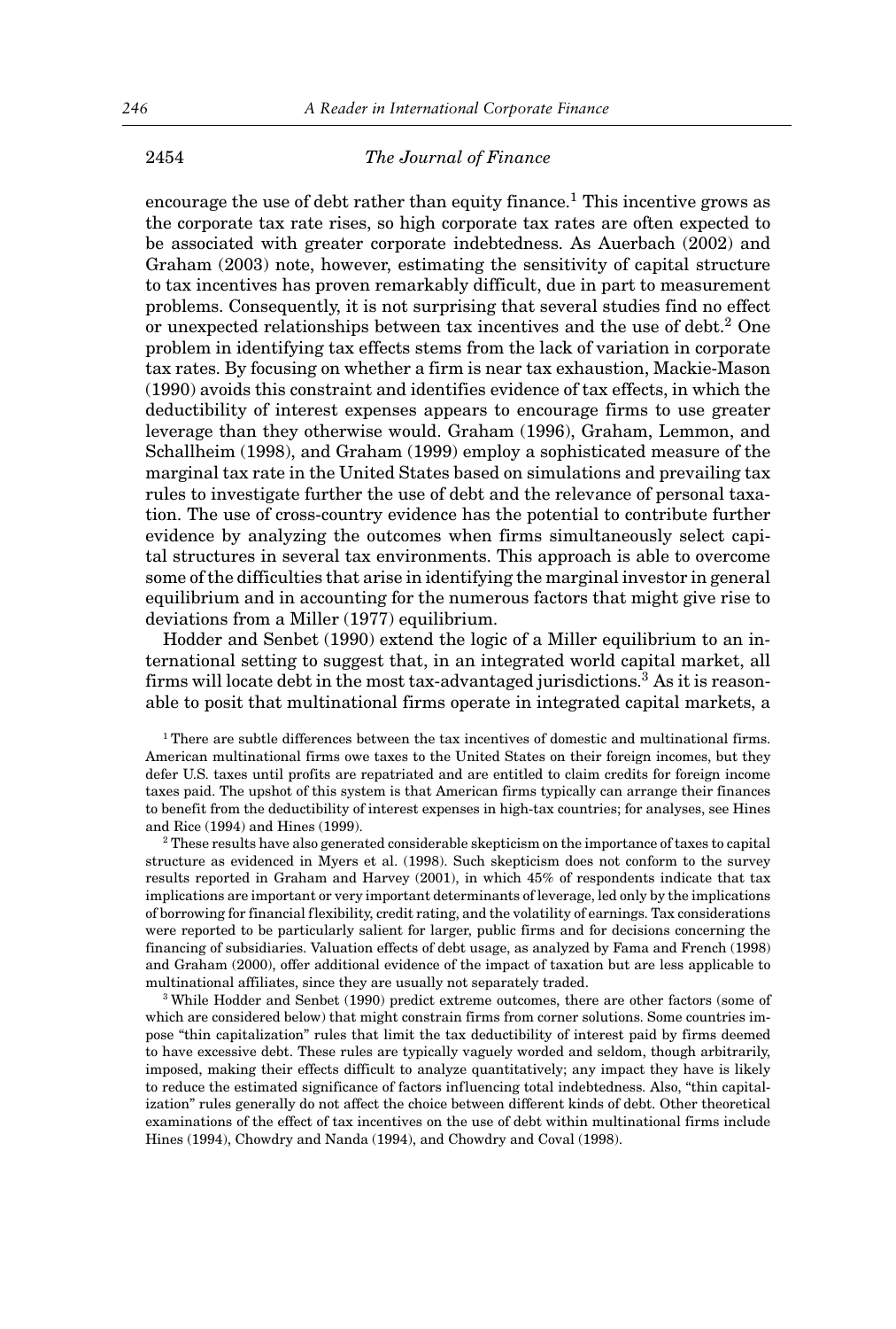encourage the use of debt rather than equity finance.[1] This incentive grows as the corporate tax rate rises, so high corporate tax rates are often expected to be associated with greater corporate indebtedness. As Auerbach (2002) and Graham (2003) note, however, estimating the sensitivity of capital structure to tax incentives has proven remarkably difficult, due in part to measurement problems. Consequently, it is not surprising that several studies find no effect or unexpected relationships between tax incentives and the use of debt.[2] One problem in identifying tax effects stems from the lack of variation in corporate tax rates. By focusing on whether a firm is near tax exhaustion, Mackie-Mason (1990) avoids this constraint and identifies evidence of tax effects, in which the deductibility of interest expenses appears to encourage firms to use greater leverage than they otherwise would. Graham (1996), Graham, Lemmon, and Schallheim (1998), and Graham (1999) employ a sophisticated measure of the marginal tax rate in the United States based on simulations and prevailing tax rules to investigate further the use of debt and the relevance of personal taxation. The use of cross-country evidence has the potential to contribute further evidence by analyzing the outcomes when firms simultaneously select capital structures in several tax environments. This approach is able to overcome some of the difficulties that arise in identifying the marginal investor in general equilibrium and in accounting for the numerous factors that might give rise to deviations from a Miller (1977) equilibrium.

Hodder and Senbet (1990) extend the logic of a Miller equilibrium to an international setting to suggest that, in an integrated world capital market, all firms will locate debt in the most tax-advantaged jurisdictions.[3] As it is reasonable to posit that multinational firms operate in integrated capital markets, a

[1] There are subtle differences between the tax incentives of domestic and multinational firms. American multinational firms owe taxes to the United States on their foreign incomes, but they defer U.S. taxes until profits are repatriated and are entitled to claim credits for foreign income taxes paid. The upshot of this system is that American firms typically can arrange their finances to benefit from the deductibility of interest expenses in high-tax countries; for analyses, see Hines and Rice (1994) and Hines (1999).

[2] These results have also generated considerable skepticism on the importance of taxes to capital structure as evidenced in Myers et al. (1998). Such skepticism does not conform to the survey results reported in Graham and Harvey (2001), in which 45% of respondents indicate that tax implications are important or very important determinants of leverage, led only by the implications of borrowing for financial flexibility, credit rating, and the volatility of earnings. Tax considerations were reported to be particularly salient for larger, public firms and for decisions concerning the financing of subsidiaries. Valuation effects of debt usage, as analyzed by Fama and French (1998) and Graham (2000), offer additional evidence of the impact of taxation but are less applicable to multinational affiliates, since they are usually not separately traded.

[3] While Hodder and Senbet (1990) predict extreme outcomes, there are other factors (some of which are considered below) that might constrain firms from corner solutions. Some countries impose "thin capitalization" rules that limit the tax deductibility of interest paid by firms deemed to have excessive debt. These rules are typically vaguely worded and seldom, though arbitrarily, imposed, making their effects difficult to analyze quantitatively; any impact they have is likely to reduce the estimated significance of factors influencing total indebtedness. Also, "thin capitalization" rules generally do not affect the choice between different kinds of debt. Other theoretical examinations of the effect of tax incentives on the use of debt within multinational firms include Hines (1994), Chowdry and Nanda (1994), and Chowdry and Coval (1998).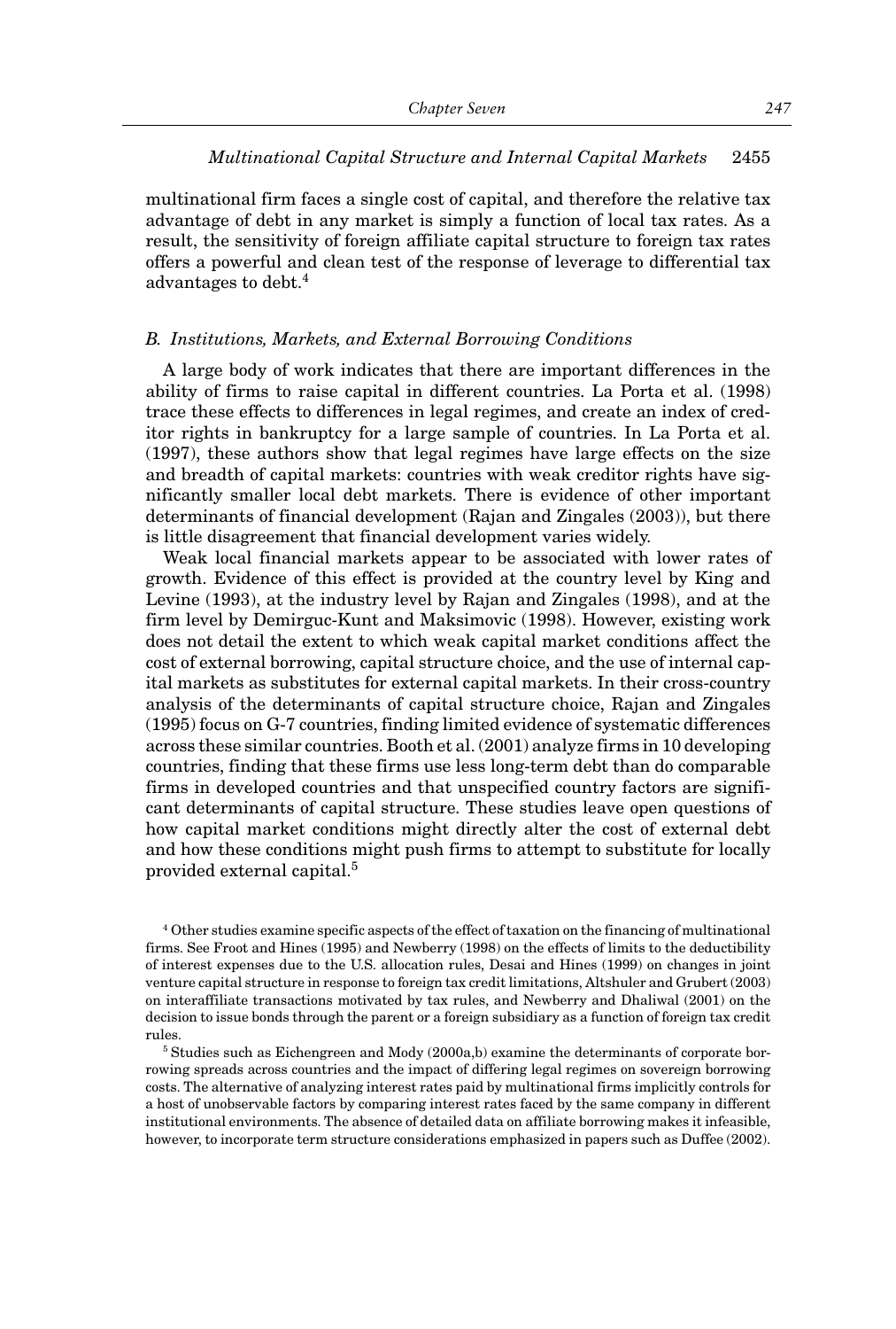multinational firm faces a single cost of capital, and therefore the relative tax advantage of debt in any market is simply a function of local tax rates. As a result, the sensitivity of foreign affiliate capital structure to foreign tax rates offers a powerful and clean test of the response of leverage to differential tax advantages to debt.[4]

### B. Institutions, Markets, and External Borrowing Conditions

A large body of work indicates that there are important differences in the ability of firms to raise capital in different countries. La Porta et al. (1998) trace these effects to differences in legal regimes, and create an index of creditor rights in bankruptcy for a large sample of countries. In La Porta et al. (1997), these authors show that legal regimes have large effects on the size and breadth of capital markets: countries with weak creditor rights have significantly smaller local debt markets. There is evidence of other important determinants of financial development (Rajan and Zingales (2003)), but there is little disagreement that financial development varies widely.

Weak local financial markets appear to be associated with lower rates of growth. Evidence of this effect is provided at the country level by King and Levine (1993), at the industry level by Rajan and Zingales (1998), and at the firm level by Demirguc-Kunt and Maksimovic (1998). However, existing work does not detail the extent to which weak capital market conditions affect the cost of external borrowing, capital structure choice, and the use of internal capital markets as substitutes for external capital markets. In their cross-country analysis of the determinants of capital structure choice, Rajan and Zingales (1995) focus on G-7 countries, finding limited evidence of systematic differences across these similar countries. Booth et al. (2001) analyze firms in 10 developing countries, finding that these firms use less long-term debt than do comparable firms in developed countries and that unspecified country factors are significant determinants of capital structure. These studies leave open questions of how capital market conditions might directly alter the cost of external debt and how these conditions might push firms to attempt to substitute for locally provided external capital.[5]

[4] Other studies examine specific aspects of the effect of taxation on the financing of multinational firms. See Froot and Hines (1995) and Newberry (1998) on the effects of limits to the deductibility of interest expenses due to the U.S. allocation rules, Desai and Hines (1999) on changes in joint venture capital structure in response to foreign tax credit limitations, Altshuler and Grubert (2003) on interaffiliate transactions motivated by tax rules, and Newberry and Dhaliwal (2001) on the decision to issue bonds through the parent or a foreign subsidiary as a function of foreign tax credit rules.

[5] Studies such as Eichengreen and Mody (2000a,b) examine the determinants of corporate borrowing spreads across countries and the impact of differing legal regimes on sovereign borrowing costs. The alternative of analyzing interest rates paid by multinational firms implicitly controls for a host of unobservable factors by comparing interest rates faced by the same company in different institutional environments. The absence of detailed data on affiliate borrowing makes it infeasible, however, to incorporate term structure considerations emphasized in papers such as Duffee (2002).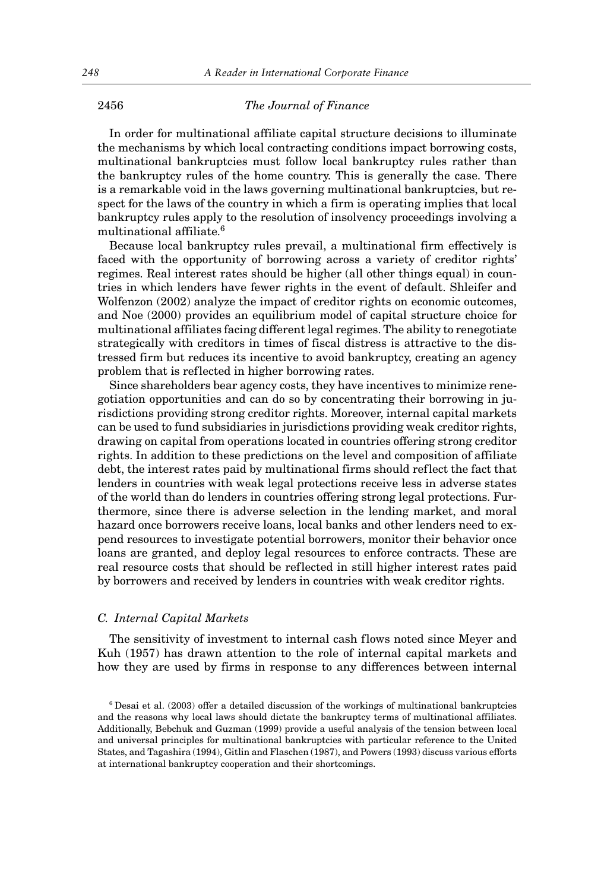In order for multinational affiliate capital structure decisions to illuminate the mechanisms by which local contracting conditions impact borrowing costs, multinational bankruptcies must follow local bankruptcy rules rather than the bankruptcy rules of the home country. This is generally the case. There is a remarkable void in the laws governing multinational bankruptcies, but respect for the laws of the country in which a firm is operating implies that local bankruptcy rules apply to the resolution of insolvency proceedings involving a multinational affiliate.[6]

Because local bankruptcy rules prevail, a multinational firm effectively is faced with the opportunity of borrowing across a variety of creditor rights' regimes. Real interest rates should be higher (all other things equal) in countries in which lenders have fewer rights in the event of default. Shleifer and Wolfenzon (2002) analyze the impact of creditor rights on economic outcomes, and Noe (2000) provides an equilibrium model of capital structure choice for multinational affiliates facing different legal regimes. The ability to renegotiate strategically with creditors in times of fiscal distress is attractive to the distressed firm but reduces its incentive to avoid bankruptcy, creating an agency problem that is reflected in higher borrowing rates.

Since shareholders bear agency costs, they have incentives to minimize renegotiation opportunities and can do so by concentrating their borrowing in jurisdictions providing strong creditor rights. Moreover, internal capital markets can be used to fund subsidiaries in jurisdictions providing weak creditor rights, drawing on capital from operations located in countries offering strong creditor rights. In addition to these predictions on the level and composition of affiliate debt, the interest rates paid by multinational firms should reflect the fact that lenders in countries with weak legal protections receive less in adverse states of the world than do lenders in countries offering strong legal protections. Furthermore, since there is adverse selection in the lending market, and moral hazard once borrowers receive loans, local banks and other lenders need to expend resources to investigate potential borrowers, monitor their behavior once loans are granted, and deploy legal resources to enforce contracts. These are real resource costs that should be reflected in still higher interest rates paid by borrowers and received by lenders in countries with weak creditor rights.

### *C. Internal Capital Markets*

The sensitivity of investment to internal cash flows noted since Meyer and Kuh (1957) has drawn attention to the role of internal capital markets and how they are used by firms in response to any differences between internal

[6] Desai et al. (2003) offer a detailed discussion of the workings of multinational bankruptcies and the reasons why local laws should dictate the bankruptcy terms of multinational affiliates. Additionally, Bebchuk and Guzman (1999) provide a useful analysis of the tension between local and universal principles for multinational bankruptcies with particular reference to the United States, and Tagashira (1994), Gitlin and Flaschen (1987), and Powers (1993) discuss various efforts at international bankruptcy cooperation and their shortcomings.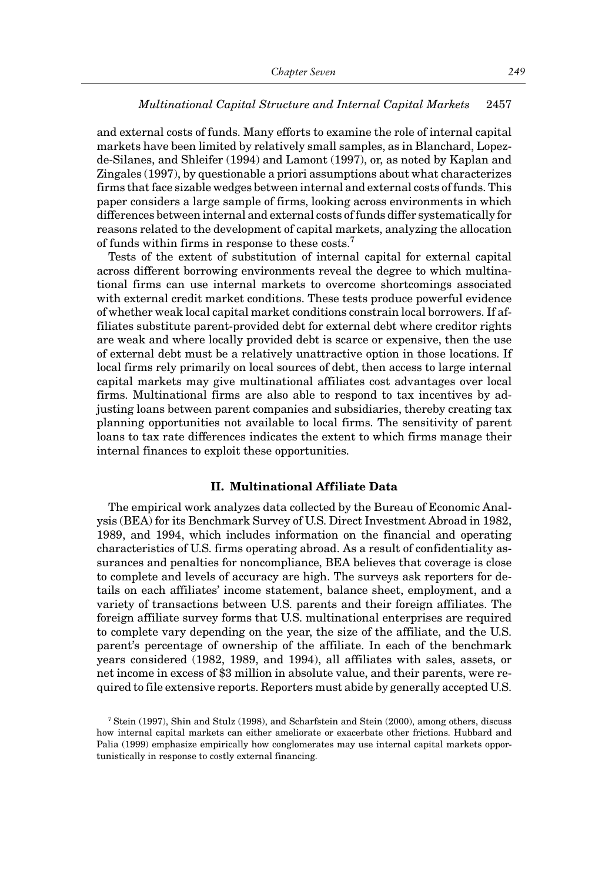and external costs of funds. Many efforts to examine the role of internal capital markets have been limited by relatively small samples, as in Blanchard, Lopez-de-Silanes, and Shleifer (1994) and Lamont (1997), or, as noted by Kaplan and Zingales (1997), by questionable a priori assumptions about what characterizes firms that face sizable wedges between internal and external costs of funds. This paper considers a large sample of firms, looking across environments in which differences between internal and external costs of funds differ systematically for reasons related to the development of capital markets, analyzing the allocation of funds within firms in response to these costs.[7]

Tests of the extent of substitution of internal capital for external capital across different borrowing environments reveal the degree to which multinational firms can use internal markets to overcome shortcomings associated with external credit market conditions. These tests produce powerful evidence of whether weak local capital market conditions constrain local borrowers. If affiliates substitute parent-provided debt for external debt where creditor rights are weak and where locally provided debt is scarce or expensive, then the use of external debt must be a relatively unattractive option in those locations. If local firms rely primarily on local sources of debt, then access to large internal capital markets may give multinational affiliates cost advantages over local firms. Multinational firms are also able to respond to tax incentives by adjusting loans between parent companies and subsidiaries, thereby creating tax planning opportunities not available to local firms. The sensitivity of parent loans to tax rate differences indicates the extent to which firms manage their internal finances to exploit these opportunities.

## II. Multinational Affiliate Data

The empirical work analyzes data collected by the Bureau of Economic Analysis (BEA) for its Benchmark Survey of U.S. Direct Investment Abroad in 1982, 1989, and 1994, which includes information on the financial and operating characteristics of U.S. firms operating abroad. As a result of confidentiality assurances and penalties for noncompliance, BEA believes that coverage is close to complete and levels of accuracy are high. The surveys ask reporters for details on each affiliates' income statement, balance sheet, employment, and a variety of transactions between U.S. parents and their foreign affiliates. The foreign affiliate survey forms that U.S. multinational enterprises are required to complete vary depending on the year, the size of the affiliate, and the U.S. parent's percentage of ownership of the affiliate. In each of the benchmark years considered (1982, 1989, and 1994), all affiliates with sales, assets, or net income in excess of $3 million in absolute value, and their parents, were required to file extensive reports. Reporters must abide by generally accepted U.S.

[7] Stein (1997), Shin and Stulz (1998), and Scharfstein and Stein (2000), among others, discuss how internal capital markets can either ameliorate or exacerbate other frictions. Hubbard and Palia (1999) emphasize empirically how conglomerates may use internal capital markets opportunistically in response to costly external financing.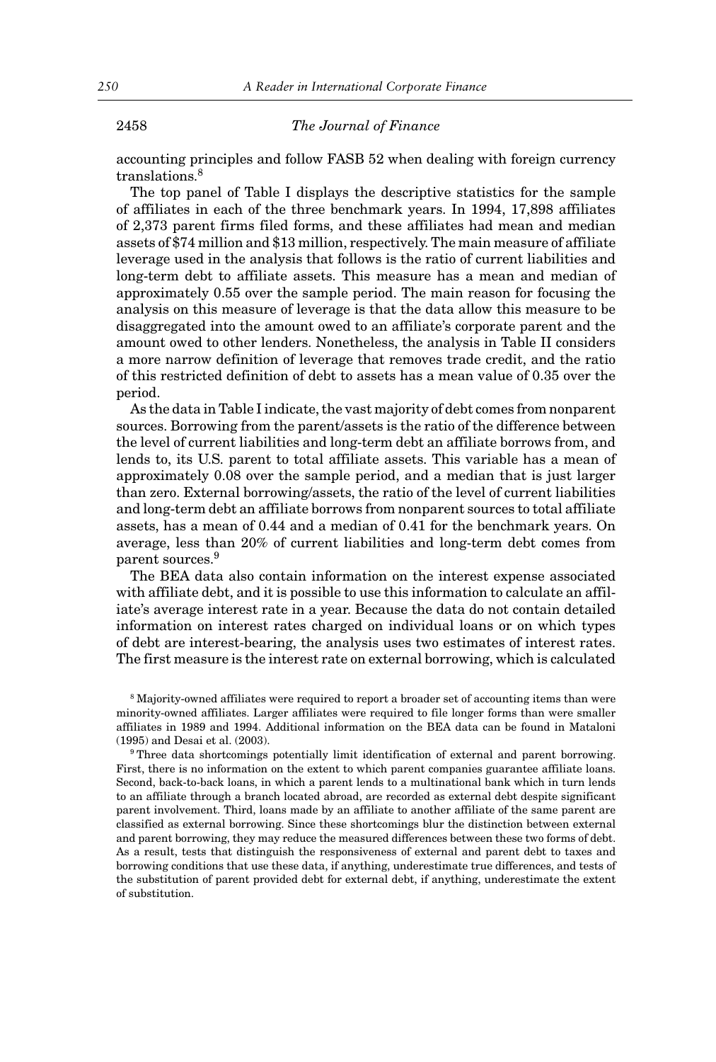accounting principles and follow FASB 52 when dealing with foreign currency translations.[8]

The top panel of Table I displays the descriptive statistics for the sample of affiliates in each of the three benchmark years. In 1994, 17,898 affiliates of 2,373 parent firms filed forms, and these affiliates had mean and median assets of $74 million and $13 million, respectively. The main measure of affiliate leverage used in the analysis that follows is the ratio of current liabilities and long-term debt to affiliate assets. This measure has a mean and median of approximately 0.55 over the sample period. The main reason for focusing the analysis on this measure of leverage is that the data allow this measure to be disaggregated into the amount owed to an affiliate's corporate parent and the amount owed to other lenders. Nonetheless, the analysis in Table II considers a more narrow definition of leverage that removes trade credit, and the ratio of this restricted definition of debt to assets has a mean value of 0.35 over the period.

As the data in Table I indicate, the vast majority of debt comes from nonparent sources. Borrowing from the parent/assets is the ratio of the difference between the level of current liabilities and long-term debt an affiliate borrows from, and lends to, its U.S. parent to total affiliate assets. This variable has a mean of approximately 0.08 over the sample period, and a median that is just larger than zero. External borrowing/assets, the ratio of the level of current liabilities and long-term debt an affiliate borrows from nonparent sources to total affiliate assets, has a mean of 0.44 and a median of 0.41 for the benchmark years. On average, less than 20% of current liabilities and long-term debt comes from parent sources.[9]

The BEA data also contain information on the interest expense associated with affiliate debt, and it is possible to use this information to calculate an affiliate's average interest rate in a year. Because the data do not contain detailed information on interest rates charged on individual loans or on which types of debt are interest-bearing, the analysis uses two estimates of interest rates. The first measure is the interest rate on external borrowing, which is calculated

[8] Majority-owned affiliates were required to report a broader set of accounting items than were minority-owned affiliates. Larger affiliates were required to file longer forms than were smaller affiliates in 1989 and 1994. Additional information on the BEA data can be found in Mataloni (1995) and Desai et al. (2003).

[9] Three data shortcomings potentially limit identification of external and parent borrowing. First, there is no information on the extent to which parent companies guarantee affiliate loans. Second, back-to-back loans, in which a parent lends to a multinational bank which in turn lends to an affiliate through a branch located abroad, are recorded as external debt despite significant parent involvement. Third, loans made by an affiliate to another affiliate of the same parent are classified as external borrowing. Since these shortcomings blur the distinction between external and parent borrowing, they may reduce the measured differences between these two forms of debt. As a result, tests that distinguish the responsiveness of external and parent debt to taxes and borrowing conditions that use these data, if anything, underestimate true differences, and tests of the substitution of parent provided debt for external debt, if anything, underestimate the extent of substitution.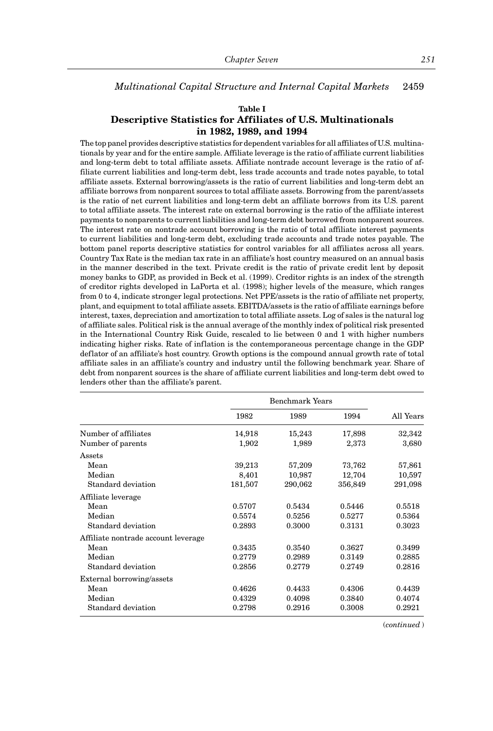## Table I

## Descriptive Statistics for Affiliates of U.S. Multinationals in 1982, 1989, and 1994

The top panel provides descriptive statistics for dependent variables for all affiliates of U.S. multinationals by year and for the entire sample. Affiliate leverage is the ratio of affiliate current liabilities and long-term debt to total affiliate assets. Affiliate nontrade account leverage is the ratio of affiliate current liabilities and long-term debt, less trade accounts and trade notes payable, to total affiliate assets. External borrowing/assets is the ratio of current liabilities and long-term debt an affiliate borrows from nonparent sources to total affiliate assets. Borrowing from the parent/assets is the ratio of net current liabilities and long-term debt an affiliate borrows from its U.S. parent to total affiliate assets. The interest rate on external borrowing is the ratio of the affiliate interest payments to nonparents to current liabilities and long-term debt borrowed from nonparent sources. The interest rate on nontrade account borrowing is the ratio of total affiliate interest payments to current liabilities and long-term debt, excluding trade accounts and trade notes payable. The bottom panel reports descriptive statistics for control variables for all affiliates across all years. Country Tax Rate is the median tax rate in an affiliate's host country measured on an annual basis in the manner described in the text. Private credit is the ratio of private credit lent by deposit money banks to GDP, as provided in Beck et al. (1999). Creditor rights is an index of the strength of creditor rights developed in LaPorta et al. (1998); higher levels of the measure, which ranges from 0 to 4, indicate stronger legal protections. Net PPE/assets is the ratio of affiliate net property, plant, and equipment to total affiliate assets. EBITDA/assets is the ratio of affiliate earnings before interest, taxes, depreciation and amortization to total affiliate assets. Log of sales is the natural log of affiliate sales. Political risk is the annual average of the monthly index of political risk presented in the International Country Risk Guide, rescaled to lie between 0 and 1 with higher numbers indicating higher risks. Rate of inflation is the contemporaneous percentage change in the GDP deflator of an affiliate's host country. Growth options is the compound annual growth rate of total affiliate sales in an affiliate's country and industry until the following benchmark year. Share of debt from nonparent sources is the share of affiliate current liabilities and long-term debt owed to lenders other than the affiliate's parent.

| | Benchmark Years | | | |
|---|---|---|---|---|
| | 1982 | 1989 | 1994 | All Years |
| Number of affiliates | 14,918 | 15,243 | 17,898 | 32,342 |
| Number of parents | 1,902 | 1,989 | 2,373 | 3,680 |
| Assets | | | | |
| Mean | 39,213 | 57,209 | 73,762 | 57,861 |
| Median | 8,401 | 10,987 | 12,704 | 10,597 |
| Standard deviation | 181,507 | 290,062 | 356,849 | 291,098 |
| Affiliate leverage | | | | |
| Mean | 0.5707 | 0.5434 | 0.5446 | 0.5518 |
| Median | 0.5574 | 0.5256 | 0.5277 | 0.5364 |
| Standard deviation | 0.2893 | 0.3000 | 0.3131 | 0.3023 |
| Affiliate nontrade account leverage | | | | |
| Mean | 0.3435 | 0.3540 | 0.3627 | 0.3499 |
| Median | 0.2779 | 0.2989 | 0.3149 | 0.2885 |
| Standard deviation | 0.2856 | 0.2779 | 0.2749 | 0.2816 |
| External borrowing/assets | | | | |
| Mean | 0.4626 | 0.4433 | 0.4306 | 0.4439 |
| Median | 0.4329 | 0.4098 | 0.3840 | 0.4074 |
| Standard deviation | 0.2798 | 0.2916 | 0.3008 | 0.2921 |

(*continued*)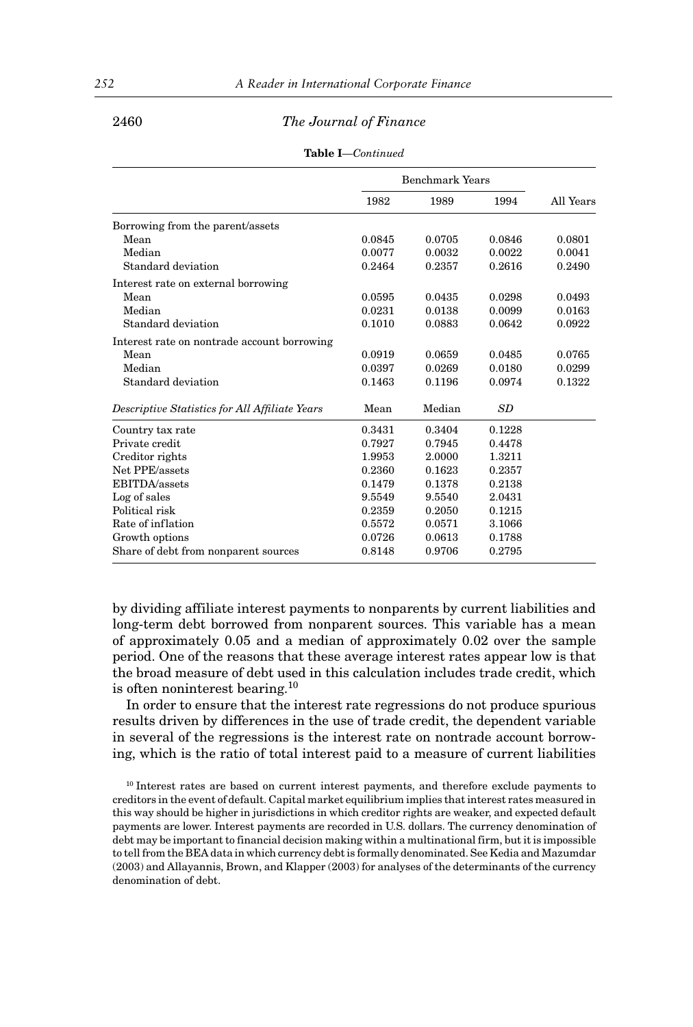**Table I**—*Continued*

| | Benchmark Years | | | |
|---|---|---|---|---|
| | 1982 | 1989 | 1994 | All Years |
| Borrowing from the parent/assets | | | | |
| Mean | 0.0845 | 0.0705 | 0.0846 | 0.0801 |
| Median | 0.0077 | 0.0032 | 0.0022 | 0.0041 |
| Standard deviation | 0.2464 | 0.2357 | 0.2616 | 0.2490 |
| Interest rate on external borrowing | | | | |
| Mean | 0.0595 | 0.0435 | 0.0298 | 0.0493 |
| Median | 0.0231 | 0.0138 | 0.0099 | 0.0163 |
| Standard deviation | 0.1010 | 0.0883 | 0.0642 | 0.0922 |
| Interest rate on nontrade account borrowing | | | | |
| Mean | 0.0919 | 0.0659 | 0.0485 | 0.0765 |
| Median | 0.0397 | 0.0269 | 0.0180 | 0.0299 |
| Standard deviation | 0.1463 | 0.1196 | 0.0974 | 0.1322 |
| *Descriptive Statistics for All Affiliate Years* | Mean | Median | *SD* | |
| Country tax rate | 0.3431 | 0.3404 | 0.1228 | |
| Private credit | 0.7927 | 0.7945 | 0.4478 | |
| Creditor rights | 1.9953 | 2.0000 | 1.3211 | |
| Net PPE/assets | 0.2360 | 0.1623 | 0.2357 | |
| EBITDA/assets | 0.1479 | 0.1378 | 0.2138 | |
| Log of sales | 9.5549 | 9.5540 | 2.0431 | |
| Political risk | 0.2359 | 0.2050 | 0.1215 | |
| Rate of inflation | 0.5572 | 0.0571 | 3.1066 | |
| Growth options | 0.0726 | 0.0613 | 0.1788 | |
| Share of debt from nonparent sources | 0.8148 | 0.9706 | 0.2795 | |

by dividing affiliate interest payments to nonparents by current liabilities and long-term debt borrowed from nonparent sources. This variable has a mean of approximately 0.05 and a median of approximately 0.02 over the sample period. One of the reasons that these average interest rates appear low is that the broad measure of debt used in this calculation includes trade credit, which is often noninterest bearing.[10]

In order to ensure that the interest rate regressions do not produce spurious results driven by differences in the use of trade credit, the dependent variable in several of the regressions is the interest rate on nontrade account borrowing, which is the ratio of total interest paid to a measure of current liabilities

[10] Interest rates are based on current interest payments, and therefore exclude payments to creditors in the event of default. Capital market equilibrium implies that interest rates measured in this way should be higher in jurisdictions in which creditor rights are weaker, and expected default payments are lower. Interest payments are recorded in U.S. dollars. The currency denomination of debt may be important to financial decision making within a multinational firm, but it is impossible to tell from the BEA data in which currency debt is formally denominated. See Kedia and Mazumdar (2003) and Allayannis, Brown, and Klapper (2003) for analyses of the determinants of the currency denomination of debt.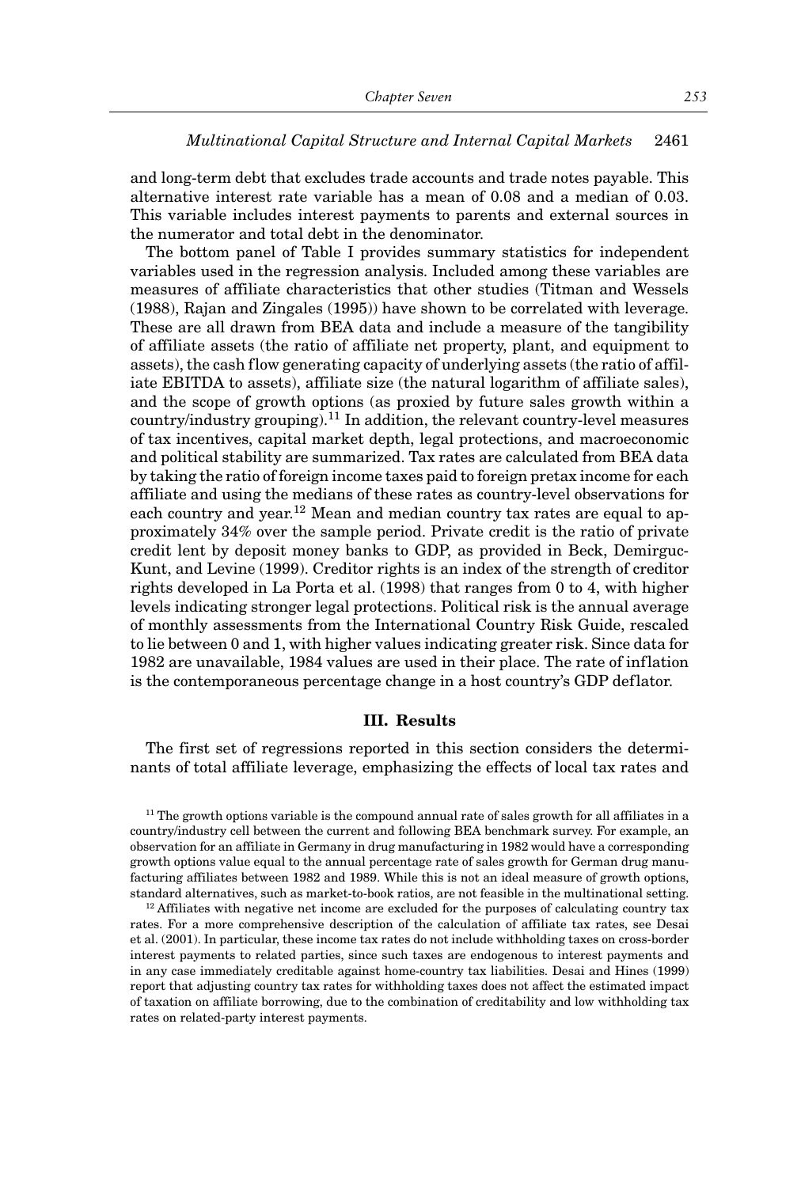and long-term debt that excludes trade accounts and trade notes payable. This alternative interest rate variable has a mean of 0.08 and a median of 0.03. This variable includes interest payments to parents and external sources in the numerator and total debt in the denominator.

The bottom panel of Table I provides summary statistics for independent variables used in the regression analysis. Included among these variables are measures of affiliate characteristics that other studies (Titman and Wessels (1988), Rajan and Zingales (1995)) have shown to be correlated with leverage. These are all drawn from BEA data and include a measure of the tangibility of affiliate assets (the ratio of affiliate net property, plant, and equipment to assets), the cash flow generating capacity of underlying assets (the ratio of affiliate EBITDA to assets), affiliate size (the natural logarithm of affiliate sales), and the scope of growth options (as proxied by future sales growth within a country/industry grouping).[11] In addition, the relevant country-level measures of tax incentives, capital market depth, legal protections, and macroeconomic and political stability are summarized. Tax rates are calculated from BEA data by taking the ratio of foreign income taxes paid to foreign pretax income for each affiliate and using the medians of these rates as country-level observations for each country and year.[12] Mean and median country tax rates are equal to approximately 34% over the sample period. Private credit is the ratio of private credit lent by deposit money banks to GDP, as provided in Beck, Demirguc-Kunt, and Levine (1999). Creditor rights is an index of the strength of creditor rights developed in La Porta et al. (1998) that ranges from 0 to 4, with higher levels indicating stronger legal protections. Political risk is the annual average of monthly assessments from the International Country Risk Guide, rescaled to lie between 0 and 1, with higher values indicating greater risk. Since data for 1982 are unavailable, 1984 values are used in their place. The rate of inflation is the contemporaneous percentage change in a host country's GDP deflator.

## III. Results

The first set of regressions reported in this section considers the determinants of total affiliate leverage, emphasizing the effects of local tax rates and

[11] The growth options variable is the compound annual rate of sales growth for all affiliates in a country/industry cell between the current and following BEA benchmark survey. For example, an observation for an affiliate in Germany in drug manufacturing in 1982 would have a corresponding growth options value equal to the annual percentage rate of sales growth for German drug manufacturing affiliates between 1982 and 1989. While this is not an ideal measure of growth options, standard alternatives, such as market-to-book ratios, are not feasible in the multinational setting.

[12] Affiliates with negative net income are excluded for the purposes of calculating country tax rates. For a more comprehensive description of the calculation of affiliate tax rates, see Desai et al. (2001). In particular, these income tax rates do not include withholding taxes on cross-border interest payments to related parties, since such taxes are endogenous to interest payments and in any case immediately creditable against home-country tax liabilities. Desai and Hines (1999) report that adjusting country tax rates for withholding taxes does not affect the estimated impact of taxation on affiliate borrowing, due to the combination of creditability and low withholding tax rates on related-party interest payments.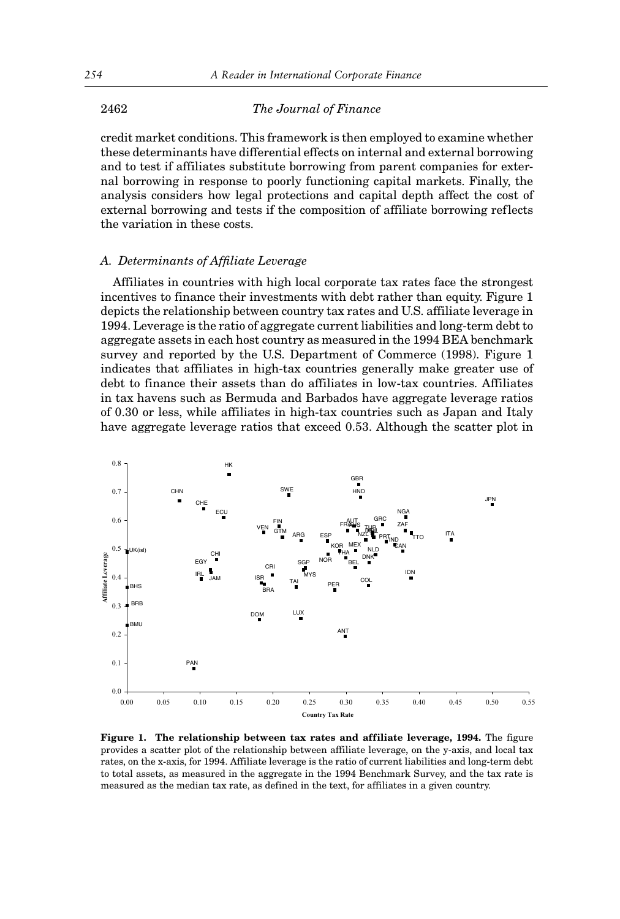credit market conditions. This framework is then employed to examine whether these determinants have differential effects on internal and external borrowing and to test if affiliates substitute borrowing from parent companies for external borrowing in response to poorly functioning capital markets. Finally, the analysis considers how legal protections and capital depth affect the cost of external borrowing and tests if the composition of affiliate borrowing reflects the variation in these costs.

### *A. Determinants of Affiliate Leverage*

Affiliates in countries with high local corporate tax rates face the strongest incentives to finance their investments with debt rather than equity. Figure 1 depicts the relationship between country tax rates and U.S. affiliate leverage in 1994. Leverage is the ratio of aggregate current liabilities and long-term debt to aggregate assets in each host country as measured in the 1994 BEA benchmark survey and reported by the U.S. Department of Commerce (1998). Figure 1 indicates that affiliates in high-tax countries generally make greater use of debt to finance their assets than do affiliates in low-tax countries. Affiliates in tax havens such as Bermuda and Barbados have aggregate leverage ratios of 0.30 or less, while affiliates in high-tax countries such as Japan and Italy have aggregate leverage ratios that exceed 0.53. Although the scatter plot in

**Figure 1. The relationship between tax rates and affiliate leverage, 1994.** The figure provides a scatter plot of the relationship between affiliate leverage, on the y-axis, and local tax rates, on the x-axis, for 1994. Affiliate leverage is the ratio of current liabilities and long-term debt to total assets, as measured in the aggregate in the 1994 Benchmark Survey, and the tax rate is measured as the median tax rate, as defined in the text, for affiliates in a given country.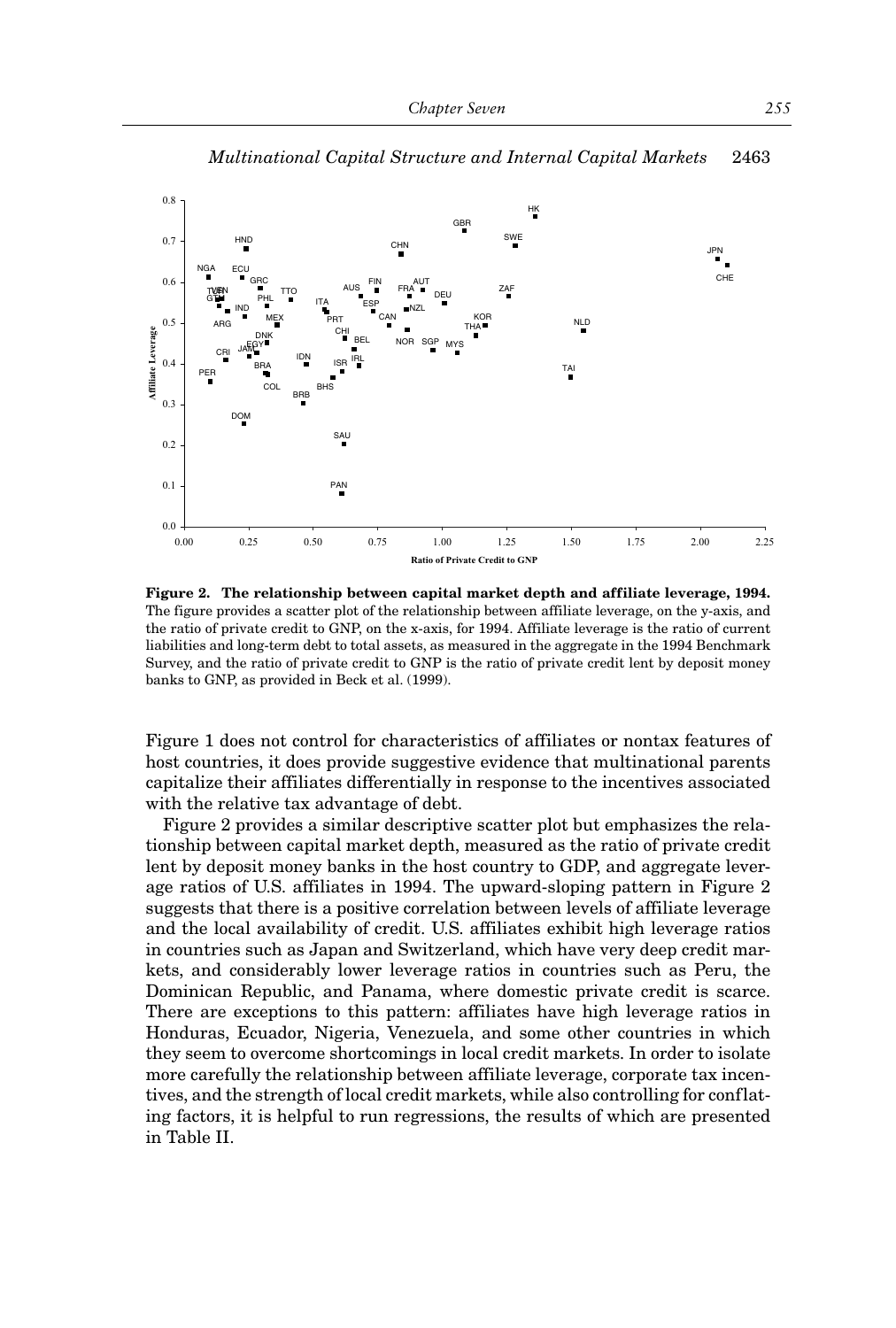**Figure 2. The relationship between capital market depth and affiliate leverage, 1994.** The figure provides a scatter plot of the relationship between affiliate leverage, on the y-axis, and the ratio of private credit to GNP, on the x-axis, for 1994. Affiliate leverage is the ratio of current liabilities and long-term debt to total assets, as measured in the aggregate in the 1994 Benchmark Survey, and the ratio of private credit to GNP is the ratio of private credit lent by deposit money banks to GNP, as provided in Beck et al. (1999).

Figure 1 does not control for characteristics of affiliates or nontax features of host countries, it does provide suggestive evidence that multinational parents capitalize their affiliates differentially in response to the incentives associated with the relative tax advantage of debt.

Figure 2 provides a similar descriptive scatter plot but emphasizes the relationship between capital market depth, measured as the ratio of private credit lent by deposit money banks in the host country to GDP, and aggregate leverage ratios of U.S. affiliates in 1994. The upward-sloping pattern in Figure 2 suggests that there is a positive correlation between levels of affiliate leverage and the local availability of credit. U.S. affiliates exhibit high leverage ratios in countries such as Japan and Switzerland, which have very deep credit markets, and considerably lower leverage ratios in countries such as Peru, the Dominican Republic, and Panama, where domestic private credit is scarce. There are exceptions to this pattern: affiliates have high leverage ratios in Honduras, Ecuador, Nigeria, Venezuela, and some other countries in which they seem to overcome shortcomings in local credit markets. In order to isolate more carefully the relationship between affiliate leverage, corporate tax incentives, and the strength of local credit markets, while also controlling for conflating factors, it is helpful to run regressions, the results of which are presented in Table II.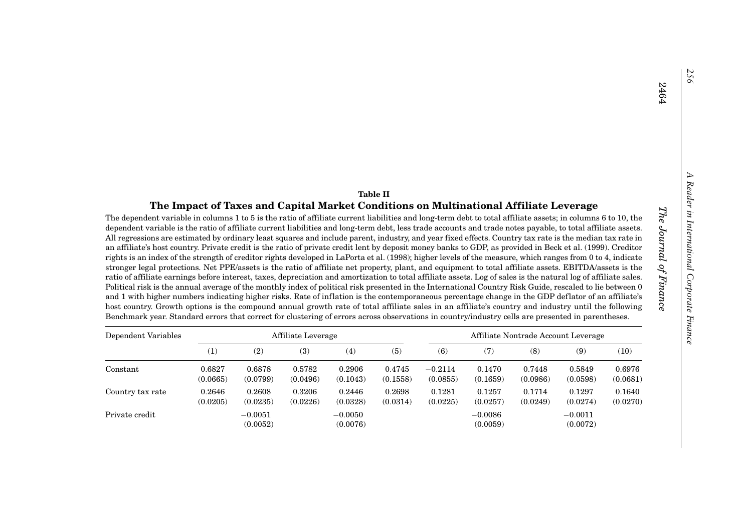**Table II**

**The Impact of Taxes and Capital Market Conditions on Multinational Affiliate Leverage**

The dependent variable in columns 1 to 5 is the ratio of affiliate current liabilities and long-term debt to total affiliate assets; in columns 6 to 10, the dependent variable is the ratio of affiliate current liabilities and long-term debt, less trade accounts and trade notes payable, to total affiliate assets. All regressions are estimated by ordinary least squares and include parent, industry, and year fixed effects. Country tax rate is the median tax rate in an affiliate's host country. Private credit is the ratio of private credit lent by deposit money banks to GDP, as provided in Beck et al. (1999). Creditor rights is an index of the strength of creditor rights developed in LaPorta et al. (1998); higher levels of the measure, which ranges from 0 to 4, indicate stronger legal protections. Net PPE/assets is the ratio of affiliate net property, plant, and equipment to total affiliate assets. EBITDA/assets is the ratio of affiliate earnings before interest, taxes, depreciation and amortization to total affiliate assets. Log of sales is the natural log of affiliate sales. Political risk is the annual average of the monthly index of political risk presented in the International Country Risk Guide, rescaled to lie between 0 and 1 with higher numbers indicating higher risks. Rate of inflation is the contemporaneous percentage change in the GDP deflator of an affiliate's host country. Growth options is the compound annual growth rate of total affiliate sales in an affiliate's country and industry until the following Benchmark year. Standard errors that correct for clustering of errors across observations in country/industry cells are presented in parentheses.

| Dependent Variables | Affiliate Leverage | | | | | Affiliate Nontrade Account Leverage | | | | |
|---|---|---|---|---|---|---|---|---|---|---|
| | (1) | (2) | (3) | (4) | (5) | (6) | (7) | (8) | (9) | (10) |
| Constant | 0.6827 | 0.6878 | 0.5782 | 0.2906 | 0.4745 | −0.2114 | 0.1470 | 0.7448 | 0.5849 | 0.6976 |
| | (0.0665) | (0.0799) | (0.0496) | (0.1043) | (0.1558) | (0.0855) | (0.1659) | (0.0986) | (0.0598) | (0.0681) |
| Country tax rate | 0.2646 | 0.2608 | 0.3206 | 0.2446 | 0.2698 | 0.1281 | 0.1257 | 0.1714 | 0.1297 | 0.1640 |
| | (0.0205) | (0.0235) | (0.0226) | (0.0328) | (0.0314) | (0.0225) | (0.0257) | (0.0249) | (0.0274) | (0.0270) |
| Private credit | | −0.0051 | | −0.0050 | | | −0.0086 | | −0.0011 | |
| | | (0.0052) | | (0.0076) | | | (0.0059) | | (0.0072) | |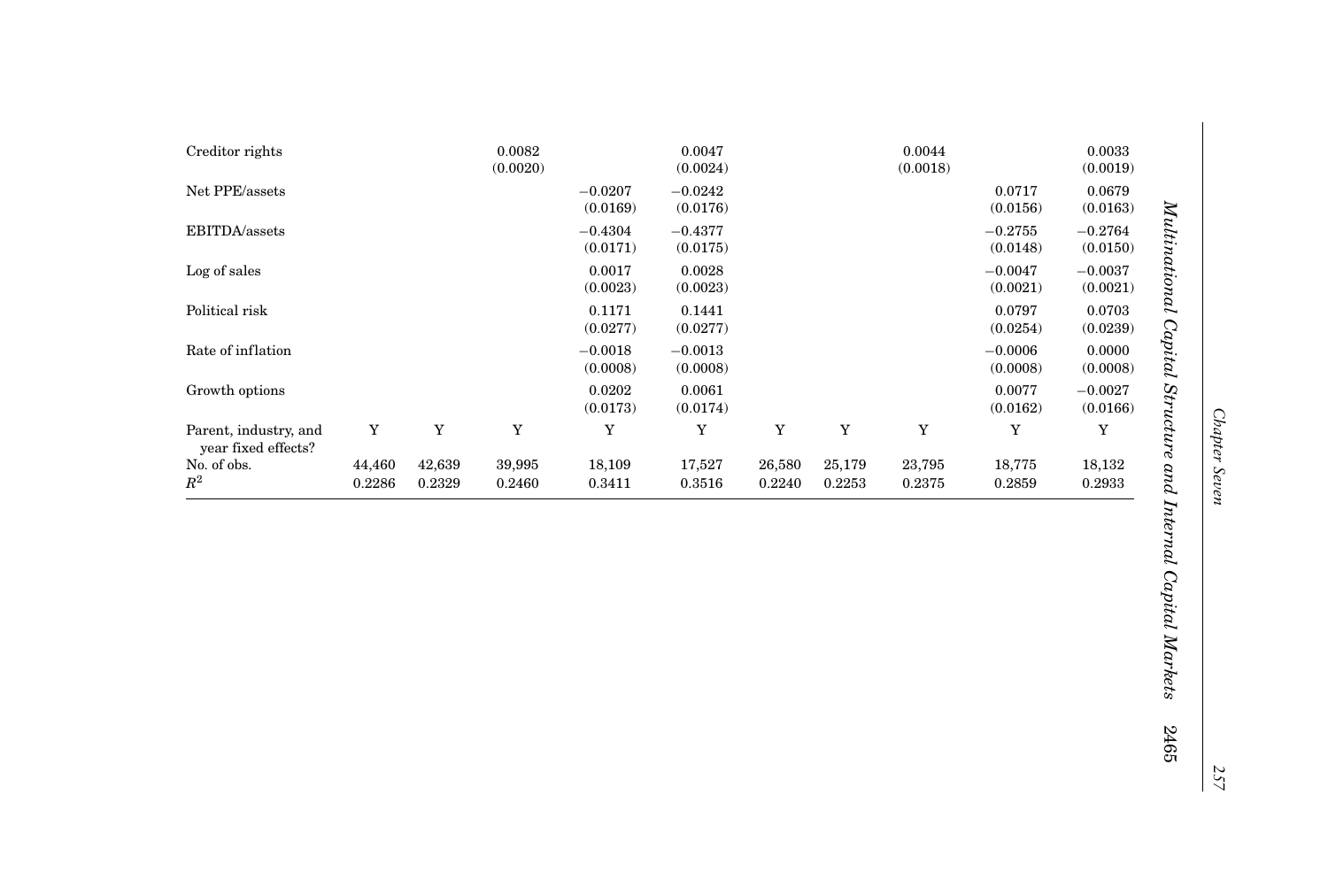| | | | | | | | | | | |
|---|---|---|---|---|---|---|---|---|---|---|
| Creditor rights | | | 0.0082 (0.0020) | | 0.0047 (0.0024) | | | 0.0044 (0.0018) | | 0.0033 (0.0019) |
| Net PPE/assets | | | | −0.0207 (0.0169) | −0.0242 (0.0176) | | | | 0.0717 (0.0156) | 0.0679 (0.0163) |
| EBITDA/assets | | | | −0.4304 (0.0171) | −0.4377 (0.0175) | | | | −0.2755 (0.0148) | −0.2764 (0.0150) |
| Log of sales | | | | 0.0017 (0.0023) | 0.0028 (0.0023) | | | | −0.0047 (0.0021) | −0.0037 (0.0021) |
| Political risk | | | | 0.1171 (0.0277) | 0.1441 (0.0277) | | | | 0.0797 (0.0254) | 0.0703 (0.0239) |
| Rate of inflation | | | | −0.0018 (0.0008) | −0.0013 (0.0008) | | | | −0.0006 (0.0008) | 0.0000 (0.0008) |
| Growth options | | | | 0.0202 (0.0173) | 0.0061 (0.0174) | | | | 0.0077 (0.0162) | −0.0027 (0.0166) |
| Parent, industry, and year fixed effects? | Y | Y | Y | Y | Y | Y | Y | Y | Y | Y |
| No. of obs. | 44,460 | 42,639 | 39,995 | 18,109 | 17,527 | 26,580 | 25,179 | 23,795 | 18,775 | 18,132 |
| $R^2$ | 0.2286 | 0.2329 | 0.2460 | 0.3411 | 0.3516 | 0.2240 | 0.2253 | 0.2375 | 0.2859 | 0.2933 |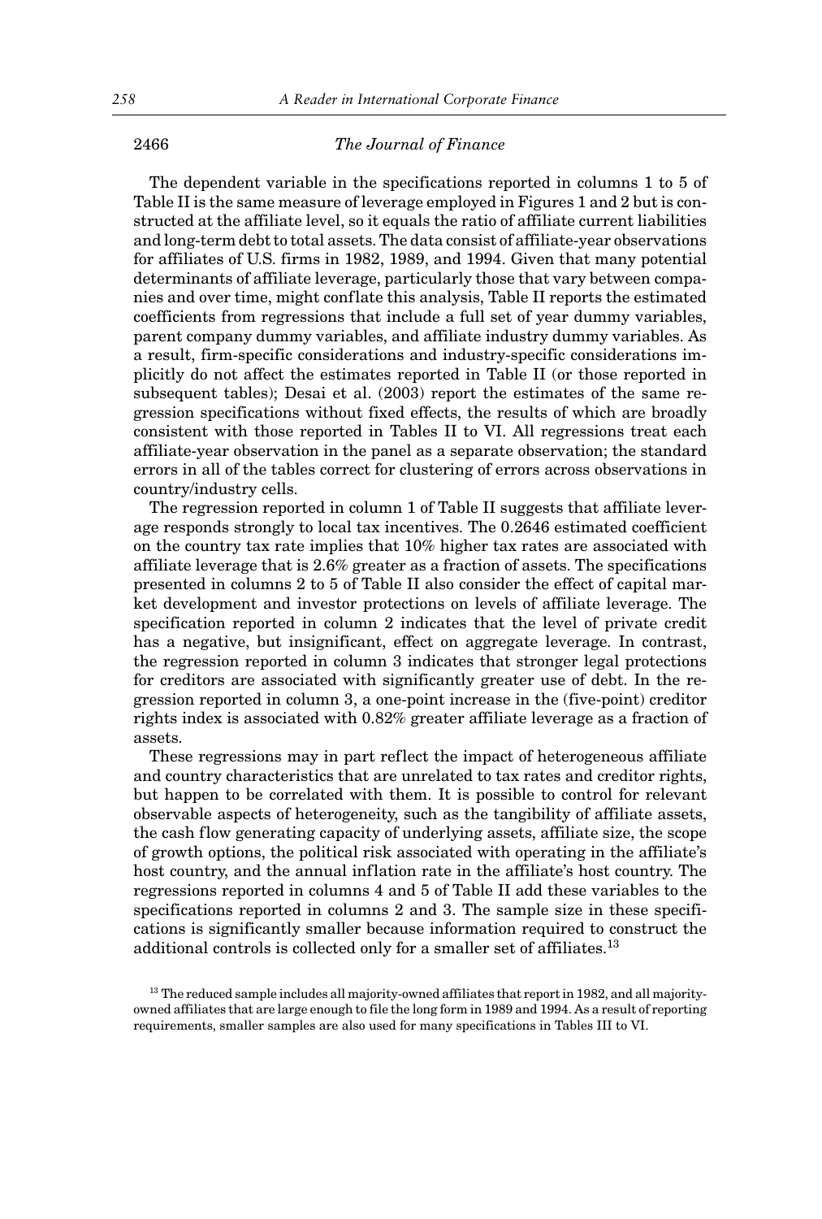The dependent variable in the specifications reported in columns 1 to 5 of Table II is the same measure of leverage employed in Figures 1 and 2 but is constructed at the affiliate level, so it equals the ratio of affiliate current liabilities and long-term debt to total assets. The data consist of affiliate-year observations for affiliates of U.S. firms in 1982, 1989, and 1994. Given that many potential determinants of affiliate leverage, particularly those that vary between companies and over time, might conflate this analysis, Table II reports the estimated coefficients from regressions that include a full set of year dummy variables, parent company dummy variables, and affiliate industry dummy variables. As a result, firm-specific considerations and industry-specific considerations implicitly do not affect the estimates reported in Table II (or those reported in subsequent tables); Desai et al. (2003) report the estimates of the same regression specifications without fixed effects, the results of which are broadly consistent with those reported in Tables II to VI. All regressions treat each affiliate-year observation in the panel as a separate observation; the standard errors in all of the tables correct for clustering of errors across observations in country/industry cells.

The regression reported in column 1 of Table II suggests that affiliate leverage responds strongly to local tax incentives. The 0.2646 estimated coefficient on the country tax rate implies that 10% higher tax rates are associated with affiliate leverage that is 2.6% greater as a fraction of assets. The specifications presented in columns 2 to 5 of Table II also consider the effect of capital market development and investor protections on levels of affiliate leverage. The specification reported in column 2 indicates that the level of private credit has a negative, but insignificant, effect on aggregate leverage. In contrast, the regression reported in column 3 indicates that stronger legal protections for creditors are associated with significantly greater use of debt. In the regression reported in column 3, a one-point increase in the (five-point) creditor rights index is associated with 0.82% greater affiliate leverage as a fraction of assets.

These regressions may in part reflect the impact of heterogeneous affiliate and country characteristics that are unrelated to tax rates and creditor rights, but happen to be correlated with them. It is possible to control for relevant observable aspects of heterogeneity, such as the tangibility of affiliate assets, the cash flow generating capacity of underlying assets, affiliate size, the scope of growth options, the political risk associated with operating in the affiliate's host country, and the annual inflation rate in the affiliate's host country. The regressions reported in columns 4 and 5 of Table II add these variables to the specifications reported in columns 2 and 3. The sample size in these specifications is significantly smaller because information required to construct the additional controls is collected only for a smaller set of affiliates.[13]

[13] The reduced sample includes all majority-owned affiliates that report in 1982, and all majority-owned affiliates that are large enough to file the long form in 1989 and 1994. As a result of reporting requirements, smaller samples are also used for many specifications in Tables III to VI.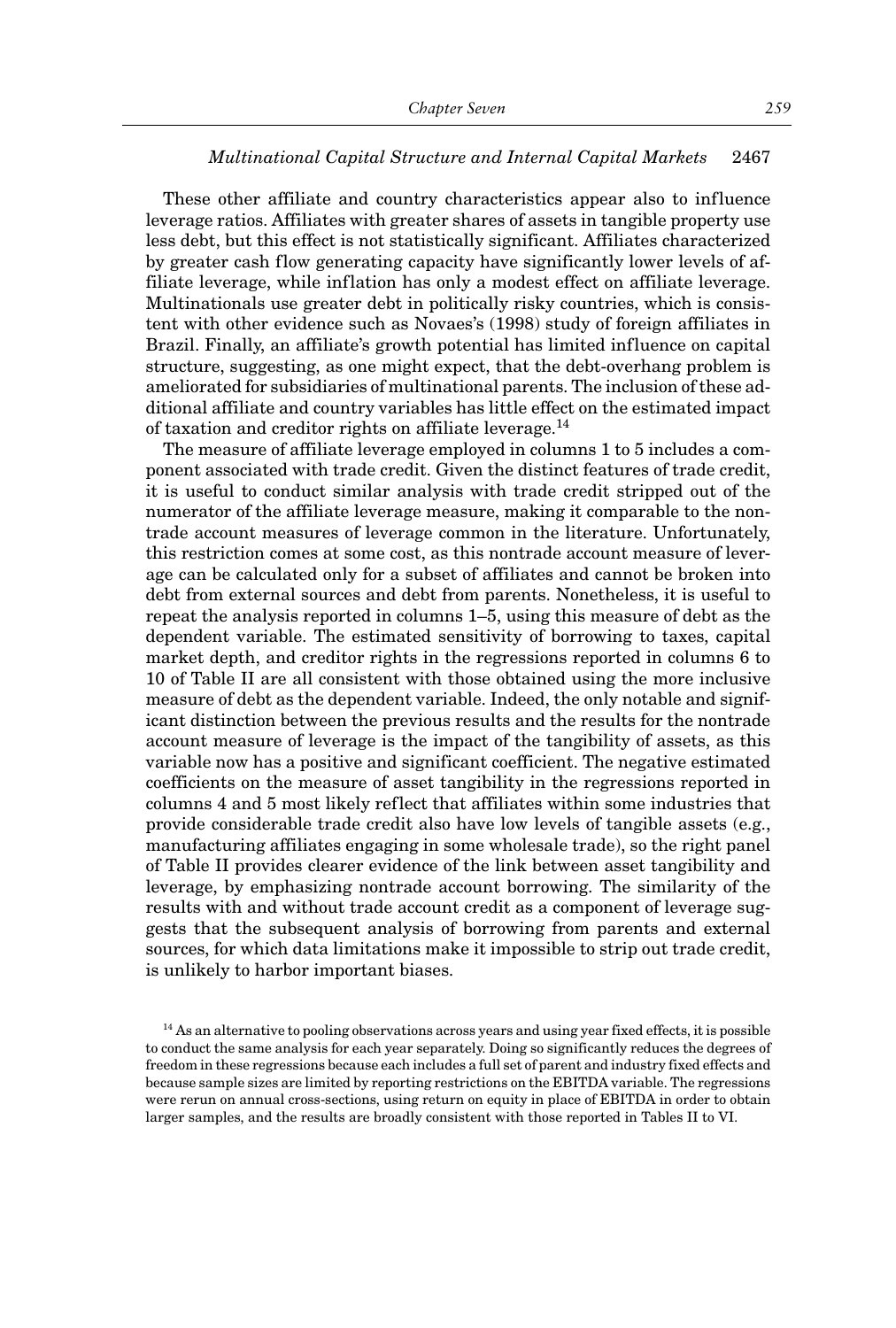These other affiliate and country characteristics appear also to influence leverage ratios. Affiliates with greater shares of assets in tangible property use less debt, but this effect is not statistically significant. Affiliates characterized by greater cash flow generating capacity have significantly lower levels of affiliate leverage, while inflation has only a modest effect on affiliate leverage. Multinationals use greater debt in politically risky countries, which is consistent with other evidence such as Novaes's (1998) study of foreign affiliates in Brazil. Finally, an affiliate's growth potential has limited influence on capital structure, suggesting, as one might expect, that the debt-overhang problem is ameliorated for subsidiaries of multinational parents. The inclusion of these additional affiliate and country variables has little effect on the estimated impact of taxation and creditor rights on affiliate leverage.[14]

The measure of affiliate leverage employed in columns 1 to 5 includes a component associated with trade credit. Given the distinct features of trade credit, it is useful to conduct similar analysis with trade credit stripped out of the numerator of the affiliate leverage measure, making it comparable to the nontrade account measures of leverage common in the literature. Unfortunately, this restriction comes at some cost, as this nontrade account measure of leverage can be calculated only for a subset of affiliates and cannot be broken into debt from external sources and debt from parents. Nonetheless, it is useful to repeat the analysis reported in columns 1–5, using this measure of debt as the dependent variable. The estimated sensitivity of borrowing to taxes, capital market depth, and creditor rights in the regressions reported in columns 6 to 10 of Table II are all consistent with those obtained using the more inclusive measure of debt as the dependent variable. Indeed, the only notable and significant distinction between the previous results and the results for the nontrade account measure of leverage is the impact of the tangibility of assets, as this variable now has a positive and significant coefficient. The negative estimated coefficients on the measure of asset tangibility in the regressions reported in columns 4 and 5 most likely reflect that affiliates within some industries that provide considerable trade credit also have low levels of tangible assets (e.g., manufacturing affiliates engaging in some wholesale trade), so the right panel of Table II provides clearer evidence of the link between asset tangibility and leverage, by emphasizing nontrade account borrowing. The similarity of the results with and without trade account credit as a component of leverage suggests that the subsequent analysis of borrowing from parents and external sources, for which data limitations make it impossible to strip out trade credit, is unlikely to harbor important biases.

[14] As an alternative to pooling observations across years and using year fixed effects, it is possible to conduct the same analysis for each year separately. Doing so significantly reduces the degrees of freedom in these regressions because each includes a full set of parent and industry fixed effects and because sample sizes are limited by reporting restrictions on the EBITDA variable. The regressions were rerun on annual cross-sections, using return on equity in place of EBITDA in order to obtain larger samples, and the results are broadly consistent with those reported in Tables II to VI.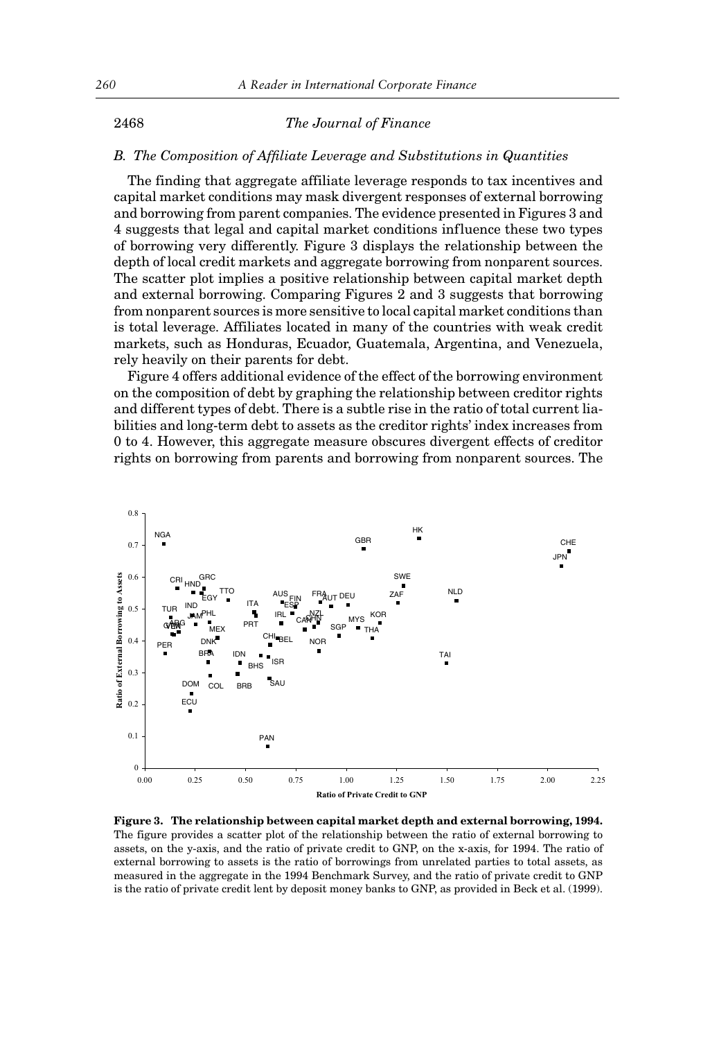### B. The Composition of Affiliate Leverage and Substitutions in Quantities

The finding that aggregate affiliate leverage responds to tax incentives and capital market conditions may mask divergent responses of external borrowing and borrowing from parent companies. The evidence presented in Figures 3 and 4 suggests that legal and capital market conditions influence these two types of borrowing very differently. Figure 3 displays the relationship between the depth of local credit markets and aggregate borrowing from nonparent sources. The scatter plot implies a positive relationship between capital market depth and external borrowing. Comparing Figures 2 and 3 suggests that borrowing from nonparent sources is more sensitive to local capital market conditions than is total leverage. Affiliates located in many of the countries with weak credit markets, such as Honduras, Ecuador, Guatemala, Argentina, and Venezuela, rely heavily on their parents for debt.

Figure 4 offers additional evidence of the effect of the borrowing environment on the composition of debt by graphing the relationship between creditor rights and different types of debt. There is a subtle rise in the ratio of total current liabilities and long-term debt to assets as the creditor rights' index increases from 0 to 4. However, this aggregate measure obscures divergent effects of creditor rights on borrowing from parents and borrowing from nonparent sources. The

**Figure 3. The relationship between capital market depth and external borrowing, 1994.** The figure provides a scatter plot of the relationship between the ratio of external borrowing to assets, on the y-axis, and the ratio of private credit to GNP, on the x-axis, for 1994. The ratio of external borrowing to assets is the ratio of borrowings from unrelated parties to total assets, as measured in the aggregate in the 1994 Benchmark Survey, and the ratio of private credit to GNP is the ratio of private credit lent by deposit money banks to GNP, as provided in Beck et al. (1999).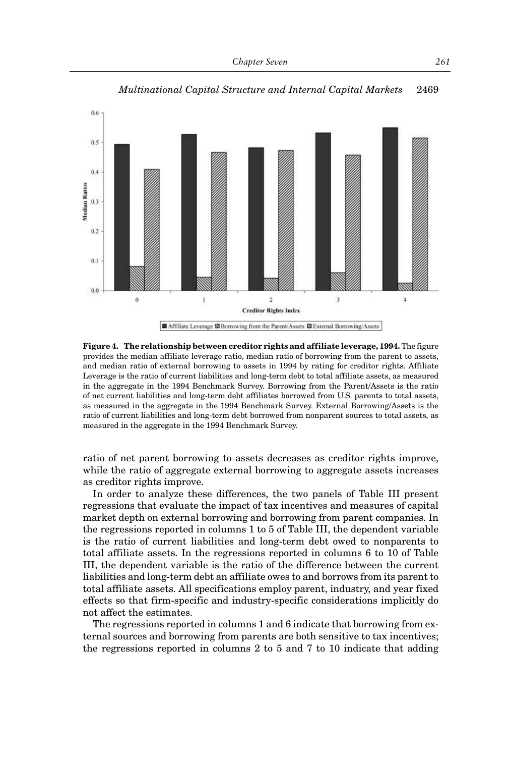**Figure 4. The relationship between creditor rights and affiliate leverage, 1994.** The figure provides the median affiliate leverage ratio, median ratio of borrowing from the parent to assets, and median ratio of external borrowing to assets in 1994 by rating for creditor rights. Affiliate Leverage is the ratio of current liabilities and long-term debt to total affiliate assets, as measured in the aggregate in the 1994 Benchmark Survey. Borrowing from the Parent/Assets is the ratio of net current liabilities and long-term debt affiliates borrowed from U.S. parents to total assets, as measured in the aggregate in the 1994 Benchmark Survey. External Borrowing/Assets is the ratio of current liabilities and long-term debt borrowed from nonparent sources to total assets, as measured in the aggregate in the 1994 Benchmark Survey.

ratio of net parent borrowing to assets decreases as creditor rights improve, while the ratio of aggregate external borrowing to aggregate assets increases as creditor rights improve.

In order to analyze these differences, the two panels of Table III present regressions that evaluate the impact of tax incentives and measures of capital market depth on external borrowing and borrowing from parent companies. In the regressions reported in columns 1 to 5 of Table III, the dependent variable is the ratio of current liabilities and long-term debt owed to nonparents to total affiliate assets. In the regressions reported in columns 6 to 10 of Table III, the dependent variable is the ratio of the difference between the current liabilities and long-term debt an affiliate owes to and borrows from its parent to total affiliate assets. All specifications employ parent, industry, and year fixed effects so that firm-specific and industry-specific considerations implicitly do not affect the estimates.

The regressions reported in columns 1 and 6 indicate that borrowing from external sources and borrowing from parents are both sensitive to tax incentives; the regressions reported in columns 2 to 5 and 7 to 10 indicate that adding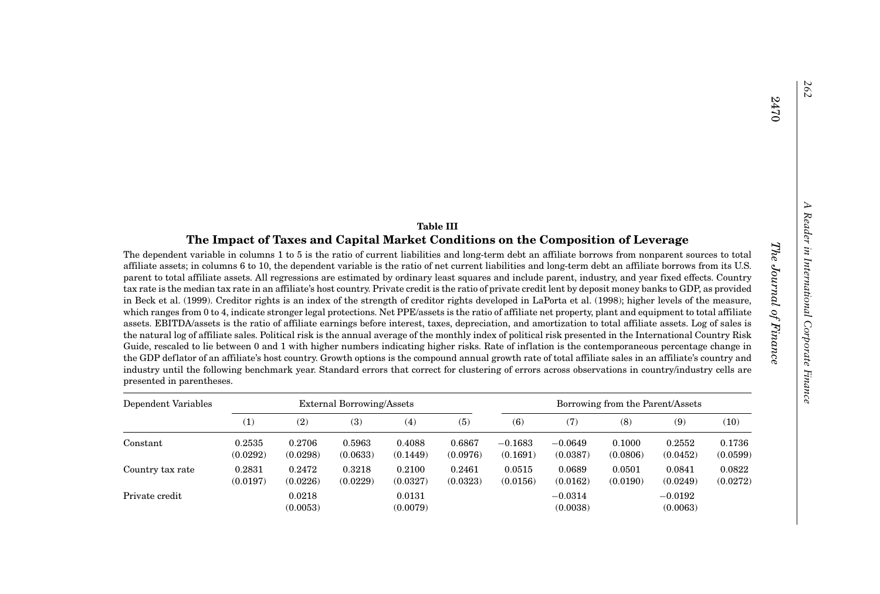**Table III**

**The Impact of Taxes and Capital Market Conditions on the Composition of Leverage**

The dependent variable in columns 1 to 5 is the ratio of current liabilities and long-term debt an affiliate borrows from nonparent sources to total affiliate assets; in columns 6 to 10, the dependent variable is the ratio of net current liabilities and long-term debt an affiliate borrows from its U.S. parent to total affiliate assets. All regressions are estimated by ordinary least squares and include parent, industry, and year fixed effects. Country tax rate is the median tax rate in an affiliate's host country. Private credit is the ratio of private credit lent by deposit money banks to GDP, as provided in Beck et al. (1999). Creditor rights is an index of the strength of creditor rights developed in LaPorta et al. (1998); higher levels of the measure, which ranges from 0 to 4, indicate stronger legal protections. Net PPE/assets is the ratio of affiliate net property, plant and equipment to total affiliate assets. EBITDA/assets is the ratio of affiliate earnings before interest, taxes, depreciation, and amortization to total affiliate assets. Log of sales is the natural log of affiliate sales. Political risk is the annual average of the monthly index of political risk presented in the International Country Risk Guide, rescaled to lie between 0 and 1 with higher numbers indicating higher risks. Rate of inflation is the contemporaneous percentage change in the GDP deflator of an affiliate's host country. Growth options is the compound annual growth rate of total affiliate sales in an affiliate's country and industry until the following benchmark year. Standard errors that correct for clustering of errors across observations in country/industry cells are presented in parentheses.

| Dependent Variables | External Borrowing/Assets | | | | | Borrowing from the Parent/Assets | | | | |
|---|---|---|---|---|---|---|---|---|---|---|
| | (1) | (2) | (3) | (4) | (5) | (6) | (7) | (8) | (9) | (10) |
| Constant | 0.2535 | 0.2706 | 0.5963 | 0.4088 | 0.6867 | −0.1683 | −0.0649 | 0.1000 | 0.2552 | 0.1736 |
| | (0.0292) | (0.0298) | (0.0633) | (0.1449) | (0.0976) | (0.1691) | (0.0387) | (0.0806) | (0.0452) | (0.0599) |
| Country tax rate | 0.2831 | 0.2472 | 0.3218 | 0.2100 | 0.2461 | 0.0515 | 0.0689 | 0.0501 | 0.0841 | 0.0822 |
| | (0.0197) | (0.0226) | (0.0229) | (0.0327) | (0.0323) | (0.0156) | (0.0162) | (0.0190) | (0.0249) | (0.0272) |
| Private credit | | 0.0218 | | 0.0131 | | | −0.0314 | | −0.0192 | |
| | | (0.0053) | | (0.0079) | | | (0.0038) | | (0.0063) | |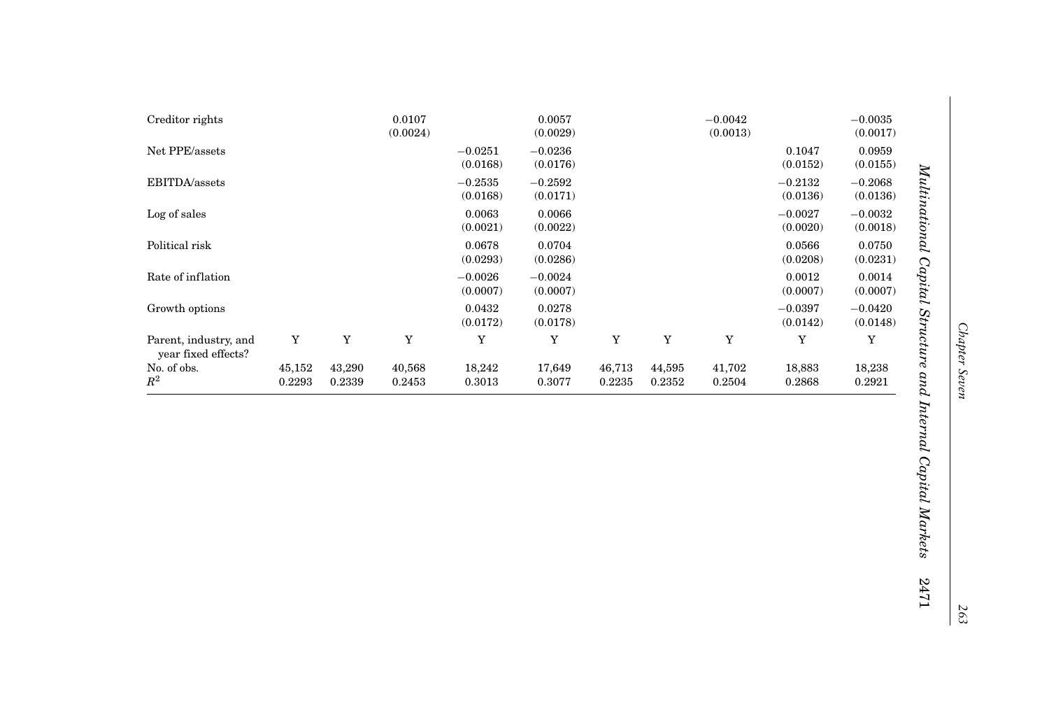| | | | | | | | | | | |
|---|---|---|---|---|---|---|---|---|---|---|
| Creditor rights | | | 0.0107 (0.0024) | | 0.0057 (0.0029) | | | −0.0042 (0.0013) | | −0.0035 (0.0017) |
| Net PPE/assets | | | | −0.0251 (0.0168) | −0.0236 (0.0176) | | | | 0.1047 (0.0152) | 0.0959 (0.0155) |
| EBITDA/assets | | | | −0.2535 (0.0168) | −0.2592 (0.0171) | | | | −0.2132 (0.0136) | −0.2068 (0.0136) |
| Log of sales | | | | 0.0063 (0.0021) | 0.0066 (0.0022) | | | | −0.0027 (0.0020) | −0.0032 (0.0018) |
| Political risk | | | | 0.0678 (0.0293) | 0.0704 (0.0286) | | | | 0.0566 (0.0208) | 0.0750 (0.0231) |
| Rate of inflation | | | | −0.0026 (0.0007) | −0.0024 (0.0007) | | | | 0.0012 (0.0007) | 0.0014 (0.0007) |
| Growth options | | | | 0.0432 (0.0172) | 0.0278 (0.0178) | | | | −0.0397 (0.0142) | −0.0420 (0.0148) |
| Parent, industry, and year fixed effects? | Y | Y | Y | Y | Y | Y | Y | Y | Y | Y |
| No. of obs. | 45,152 | 43,290 | 40,568 | 18,242 | 17,649 | 46,713 | 44,595 | 41,702 | 18,883 | 18,238 |
| $R^2$ | 0.2293 | 0.2339 | 0.2453 | 0.3013 | 0.3077 | 0.2235 | 0.2352 | 0.2504 | 0.2868 | 0.2921 |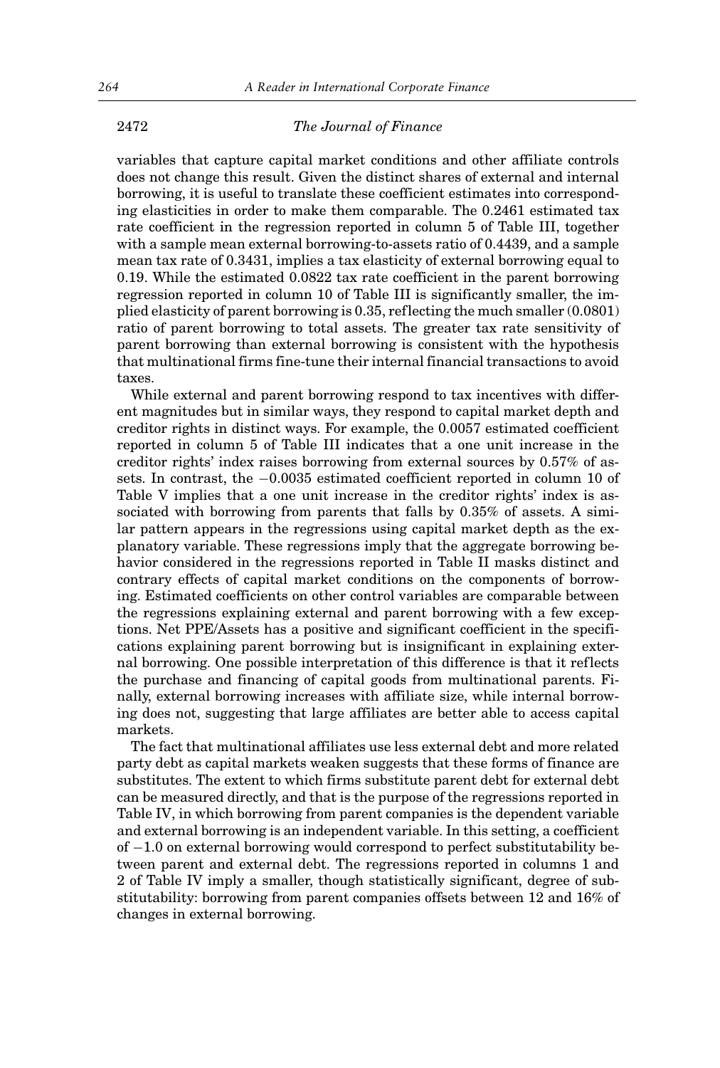variables that capture capital market conditions and other affiliate controls does not change this result. Given the distinct shares of external and internal borrowing, it is useful to translate these coefficient estimates into corresponding elasticities in order to make them comparable. The 0.2461 estimated tax rate coefficient in the regression reported in column 5 of Table III, together with a sample mean external borrowing-to-assets ratio of 0.4439, and a sample mean tax rate of 0.3431, implies a tax elasticity of external borrowing equal to 0.19. While the estimated 0.0822 tax rate coefficient in the parent borrowing regression reported in column 10 of Table III is significantly smaller, the implied elasticity of parent borrowing is 0.35, reflecting the much smaller (0.0801) ratio of parent borrowing to total assets. The greater tax rate sensitivity of parent borrowing than external borrowing is consistent with the hypothesis that multinational firms fine-tune their internal financial transactions to avoid taxes.

While external and parent borrowing respond to tax incentives with different magnitudes but in similar ways, they respond to capital market depth and creditor rights in distinct ways. For example, the 0.0057 estimated coefficient reported in column 5 of Table III indicates that a one unit increase in the creditor rights' index raises borrowing from external sources by 0.57% of assets. In contrast, the −0.0035 estimated coefficient reported in column 10 of Table V implies that a one unit increase in the creditor rights' index is associated with borrowing from parents that falls by 0.35% of assets. A similar pattern appears in the regressions using capital market depth as the explanatory variable. These regressions imply that the aggregate borrowing behavior considered in the regressions reported in Table II masks distinct and contrary effects of capital market conditions on the components of borrowing. Estimated coefficients on other control variables are comparable between the regressions explaining external and parent borrowing with a few exceptions. Net PPE/Assets has a positive and significant coefficient in the specifications explaining parent borrowing but is insignificant in explaining external borrowing. One possible interpretation of this difference is that it reflects the purchase and financing of capital goods from multinational parents. Finally, external borrowing increases with affiliate size, while internal borrowing does not, suggesting that large affiliates are better able to access capital markets.

The fact that multinational affiliates use less external debt and more related party debt as capital markets weaken suggests that these forms of finance are substitutes. The extent to which firms substitute parent debt for external debt can be measured directly, and that is the purpose of the regressions reported in Table IV, in which borrowing from parent companies is the dependent variable and external borrowing is an independent variable. In this setting, a coefficient of −1.0 on external borrowing would correspond to perfect substitutability between parent and external debt. The regressions reported in columns 1 and 2 of Table IV imply a smaller, though statistically significant, degree of substitutability: borrowing from parent companies offsets between 12 and 16% of changes in external borrowing.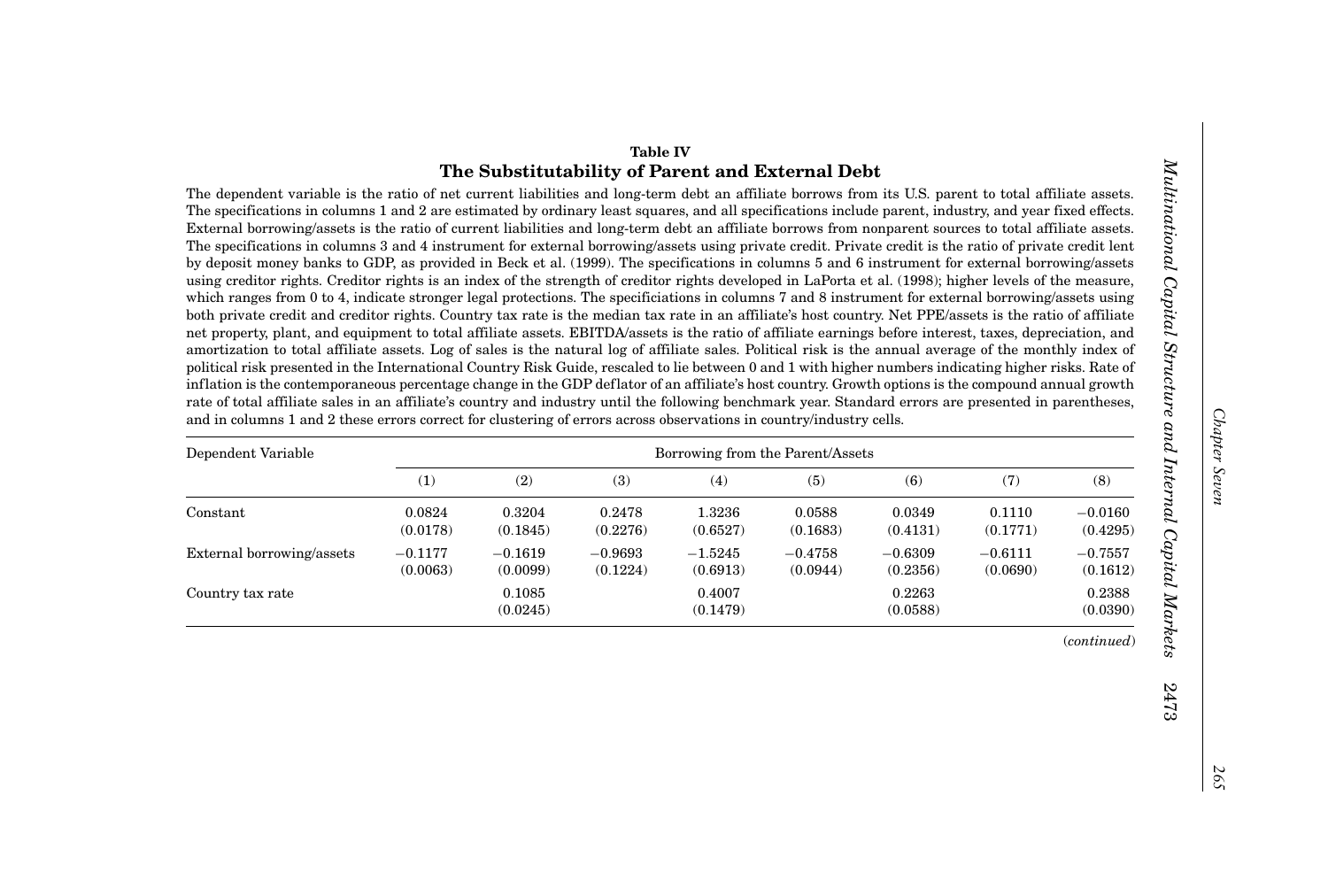**Table IV**

**The Substitutability of Parent and External Debt**

The dependent variable is the ratio of net current liabilities and long-term debt an affiliate borrows from its U.S. parent to total affiliate assets. The specifications in columns 1 and 2 are estimated by ordinary least squares, and all specifications include parent, industry, and year fixed effects. External borrowing/assets is the ratio of current liabilities and long-term debt an affiliate borrows from nonparent sources to total affiliate assets. The specifications in columns 3 and 4 instrument for external borrowing/assets using private credit. Private credit is the ratio of private credit lent by deposit money banks to GDP, as provided in Beck et al. (1999). The specifications in columns 5 and 6 instrument for external borrowing/assets using creditor rights. Creditor rights is an index of the strength of creditor rights developed in LaPorta et al. (1998); higher levels of the measure, which ranges from 0 to 4, indicate stronger legal protections. The specificiations in columns 7 and 8 instrument for external borrowing/assets using both private credit and creditor rights. Country tax rate is the median tax rate in an affiliate's host country. Net PPE/assets is the ratio of affiliate net property, plant, and equipment to total affiliate assets. EBITDA/assets is the ratio of affiliate earnings before interest, taxes, depreciation, and amortization to total affiliate assets. Log of sales is the natural log of affiliate sales. Political risk is the annual average of the monthly index of political risk presented in the International Country Risk Guide, rescaled to lie between 0 and 1 with higher numbers indicating higher risks. Rate of inflation is the contemporaneous percentage change in the GDP deflator of an affiliate's host country. Growth options is the compound annual growth rate of total affiliate sales in an affiliate's country and industry until the following benchmark year. Standard errors are presented in parentheses, and in columns 1 and 2 these errors correct for clustering of errors across observations in country/industry cells.

| Dependent Variable | Borrowing from the Parent/Assets | | | | | | | |
|---|---|---|---|---|---|---|---|---|
| | (1) | (2) | (3) | (4) | (5) | (6) | (7) | (8) |
| Constant | 0.0824 | 0.3204 | 0.2478 | 1.3236 | 0.0588 | 0.0349 | 0.1110 | −0.0160 |
| | (0.0178) | (0.1845) | (0.2276) | (0.6527) | (0.1683) | (0.4131) | (0.1771) | (0.4295) |
| External borrowing/assets | −0.1177 | −0.1619 | −0.9693 | −1.5245 | −0.4758 | −0.6309 | −0.6111 | −0.7557 |
| | (0.0063) | (0.0099) | (0.1224) | (0.6913) | (0.0944) | (0.2356) | (0.0690) | (0.1612) |
| Country tax rate | | 0.1085 | | 0.4007 | | 0.2263 | | 0.2388 |
| | | (0.0245) | | (0.1479) | | (0.0588) | | (0.0390) |

(*continued*)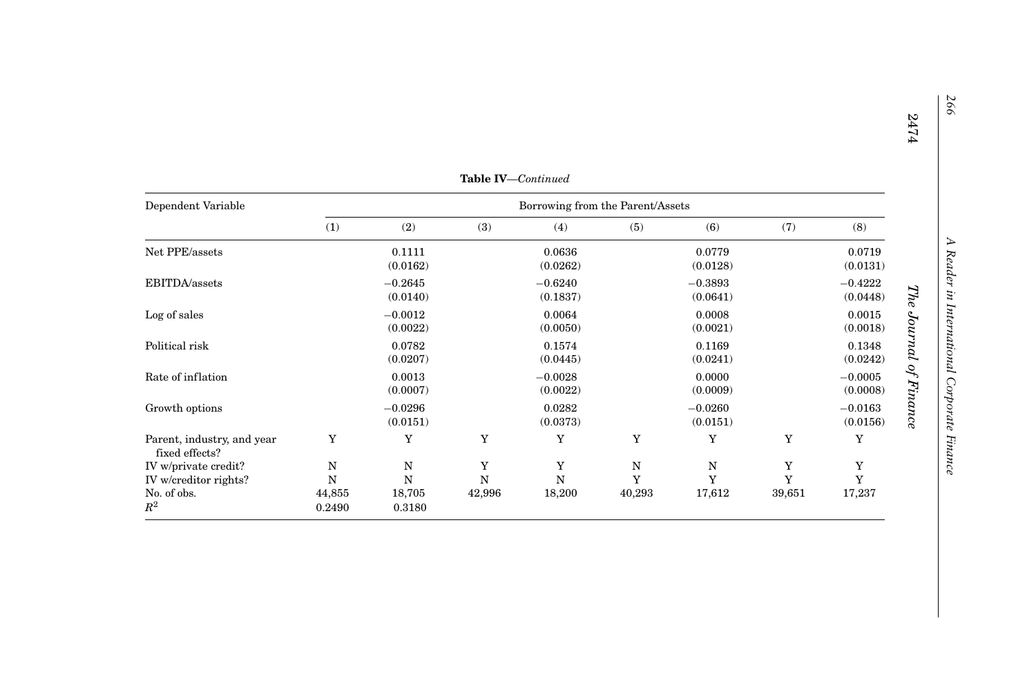**Table IV**—*Continued*

| Dependent Variable | Borrowing from the Parent/Assets | | | | | | | |
|---|---|---|---|---|---|---|---|---|
| | (1) | (2) | (3) | (4) | (5) | (6) | (7) | (8) |
| Net PPE/assets | | 0.1111 | | 0.0636 | | 0.0779 | | 0.0719 |
| | | (0.0162) | | (0.0262) | | (0.0128) | | (0.0131) |
| EBITDA/assets | | −0.2645 | | −0.6240 | | −0.3893 | | −0.4222 |
| | | (0.0140) | | (0.1837) | | (0.0641) | | (0.0448) |
| Log of sales | | −0.0012 | | 0.0064 | | 0.0008 | | 0.0015 |
| | | (0.0022) | | (0.0050) | | (0.0021) | | (0.0018) |
| Political risk | | 0.0782 | | 0.1574 | | 0.1169 | | 0.1348 |
| | | (0.0207) | | (0.0445) | | (0.0241) | | (0.0242) |
| Rate of inflation | | 0.0013 | | −0.0028 | | 0.0000 | | −0.0005 |
| | | (0.0007) | | (0.0022) | | (0.0009) | | (0.0008) |
| Growth options | | −0.0296 | | 0.0282 | | −0.0260 | | −0.0163 |
| | | (0.0151) | | (0.0373) | | (0.0151) | | (0.0156) |
| Parent, industry, and year fixed effects? | Y | Y | Y | Y | Y | Y | Y | Y |
| IV w/private credit? | N | N | Y | Y | N | N | Y | Y |
| IV w/creditor rights? | N | N | N | N | Y | Y | Y | Y |
| No. of obs. | 44,855 | 18,705 | 42,996 | 18,200 | 40,293 | 17,612 | 39,651 | 17,237 |
| $R^2$ | 0.2490 | 0.3180 | | | | | | |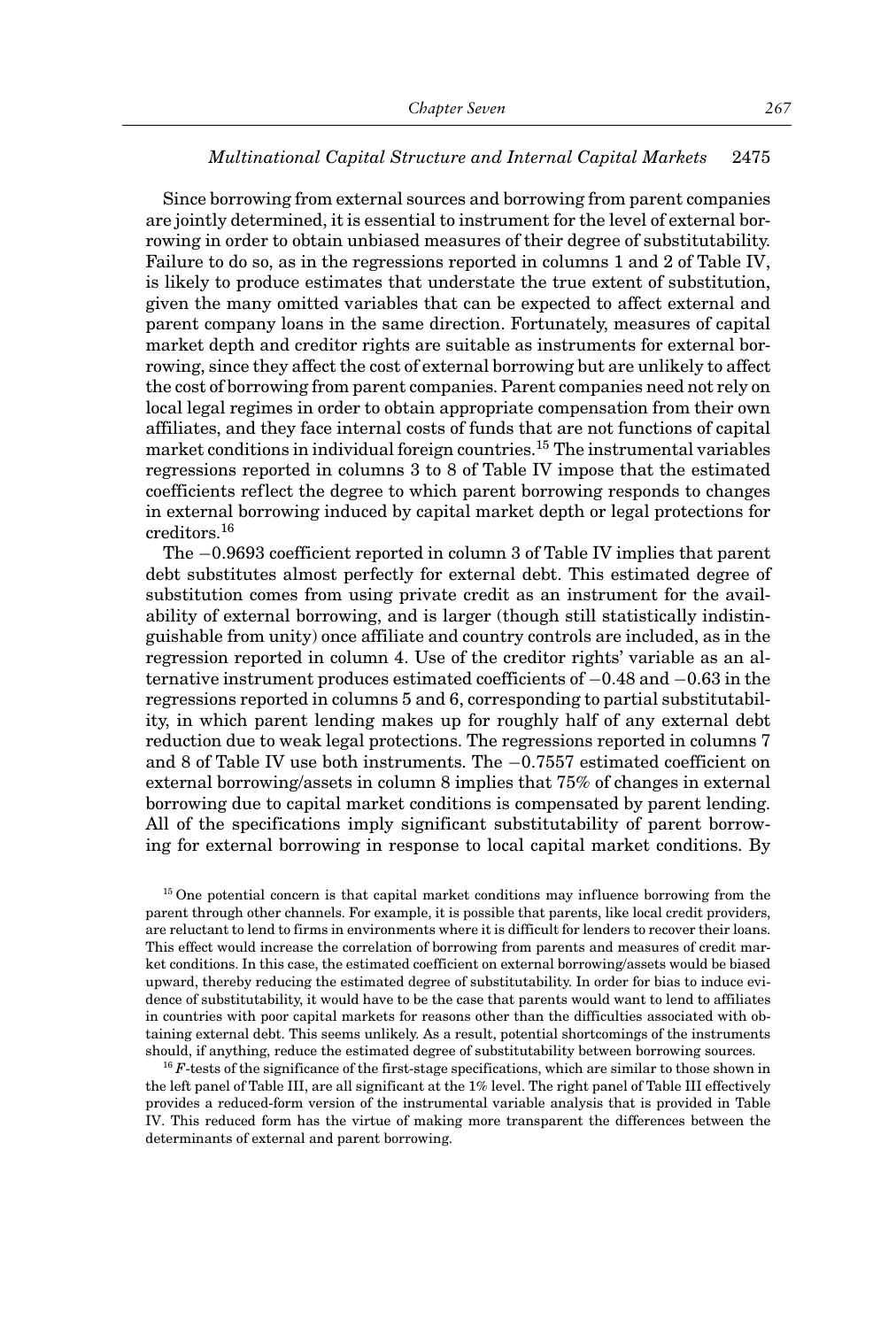Since borrowing from external sources and borrowing from parent companies are jointly determined, it is essential to instrument for the level of external borrowing in order to obtain unbiased measures of their degree of substitutability. Failure to do so, as in the regressions reported in columns 1 and 2 of Table IV, is likely to produce estimates that understate the true extent of substitution, given the many omitted variables that can be expected to affect external and parent company loans in the same direction. Fortunately, measures of capital market depth and creditor rights are suitable as instruments for external borrowing, since they affect the cost of external borrowing but are unlikely to affect the cost of borrowing from parent companies. Parent companies need not rely on local legal regimes in order to obtain appropriate compensation from their own affiliates, and they face internal costs of funds that are not functions of capital market conditions in individual foreign countries.[15] The instrumental variables regressions reported in columns 3 to 8 of Table IV impose that the estimated coefficients reflect the degree to which parent borrowing responds to changes in external borrowing induced by capital market depth or legal protections for creditors.[16]

The −0.9693 coefficient reported in column 3 of Table IV implies that parent debt substitutes almost perfectly for external debt. This estimated degree of substitution comes from using private credit as an instrument for the availability of external borrowing, and is larger (though still statistically indistinguishable from unity) once affiliate and country controls are included, as in the regression reported in column 4. Use of the creditor rights' variable as an alternative instrument produces estimated coefficients of −0.48 and −0.63 in the regressions reported in columns 5 and 6, corresponding to partial substitutability, in which parent lending makes up for roughly half of any external debt reduction due to weak legal protections. The regressions reported in columns 7 and 8 of Table IV use both instruments. The −0.7557 estimated coefficient on external borrowing/assets in column 8 implies that 75% of changes in external borrowing due to capital market conditions is compensated by parent lending. All of the specifications imply significant substitutability of parent borrowing for external borrowing in response to local capital market conditions. By

[15] One potential concern is that capital market conditions may influence borrowing from the parent through other channels. For example, it is possible that parents, like local credit providers, are reluctant to lend to firms in environments where it is difficult for lenders to recover their loans. This effect would increase the correlation of borrowing from parents and measures of credit market conditions. In this case, the estimated coefficient on external borrowing/assets would be biased upward, thereby reducing the estimated degree of substitutability. In order for bias to induce evidence of substitutability, it would have to be the case that parents would want to lend to affiliates in countries with poor capital markets for reasons other than the difficulties associated with obtaining external debt. This seems unlikely. As a result, potential shortcomings of the instruments should, if anything, reduce the estimated degree of substitutability between borrowing sources.

[16] $F$-tests of the significance of the first-stage specifications, which are similar to those shown in the left panel of Table III, are all significant at the 1% level. The right panel of Table III effectively provides a reduced-form version of the instrumental variable analysis that is provided in Table IV. This reduced form has the virtue of making more transparent the differences between the determinants of external and parent borrowing.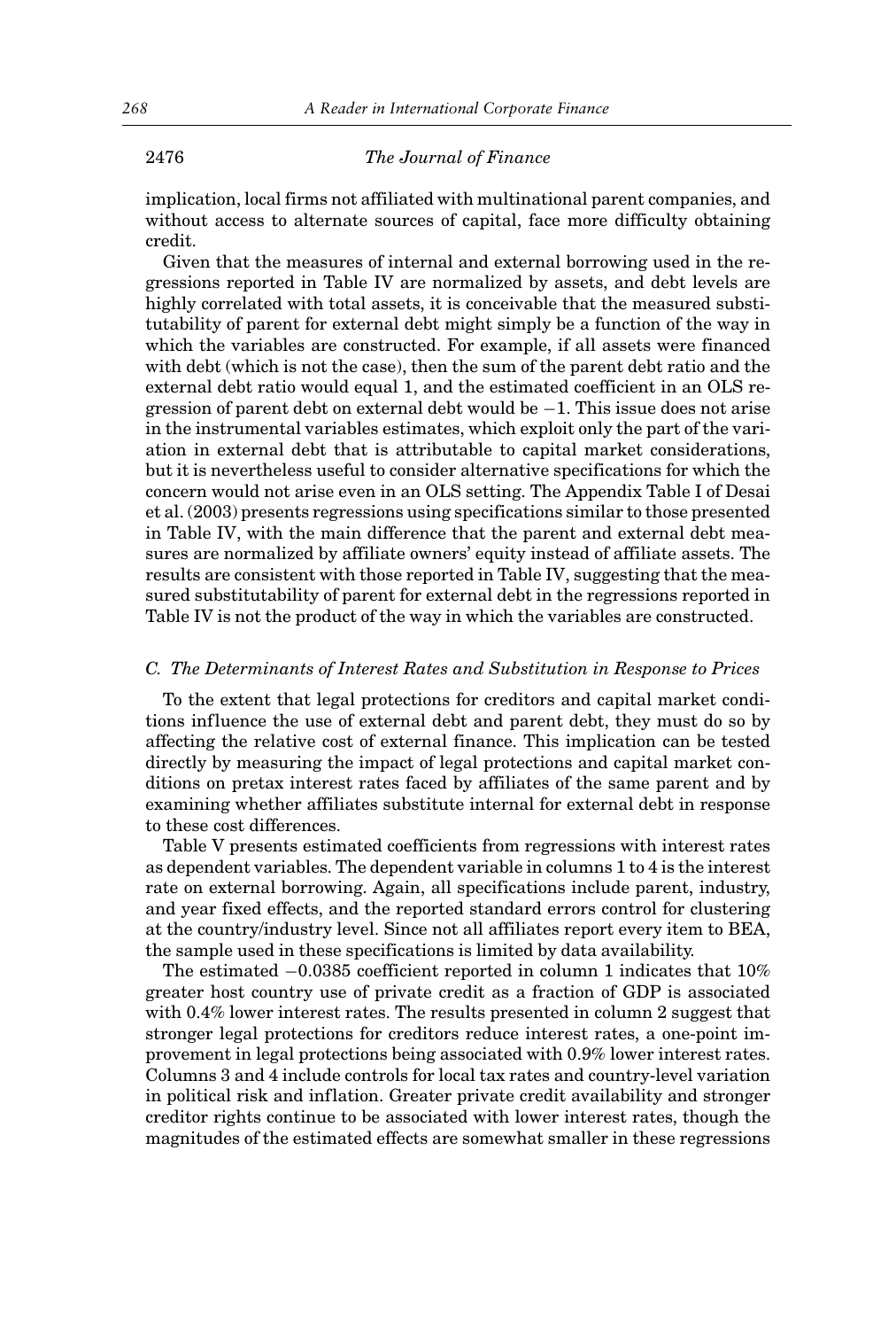implication, local firms not affiliated with multinational parent companies, and without access to alternate sources of capital, face more difficulty obtaining credit.

Given that the measures of internal and external borrowing used in the regressions reported in Table IV are normalized by assets, and debt levels are highly correlated with total assets, it is conceivable that the measured substitutability of parent for external debt might simply be a function of the way in which the variables are constructed. For example, if all assets were financed with debt (which is not the case), then the sum of the parent debt ratio and the external debt ratio would equal 1, and the estimated coefficient in an OLS regression of parent debt on external debt would be −1. This issue does not arise in the instrumental variables estimates, which exploit only the part of the variation in external debt that is attributable to capital market considerations, but it is nevertheless useful to consider alternative specifications for which the concern would not arise even in an OLS setting. The Appendix Table I of Desai et al. (2003) presents regressions using specifications similar to those presented in Table IV, with the main difference that the parent and external debt measures are normalized by affiliate owners' equity instead of affiliate assets. The results are consistent with those reported in Table IV, suggesting that the measured substitutability of parent for external debt in the regressions reported in Table IV is not the product of the way in which the variables are constructed.

### *C. The Determinants of Interest Rates and Substitution in Response to Prices*

To the extent that legal protections for creditors and capital market conditions influence the use of external debt and parent debt, they must do so by affecting the relative cost of external finance. This implication can be tested directly by measuring the impact of legal protections and capital market conditions on pretax interest rates faced by affiliates of the same parent and by examining whether affiliates substitute internal for external debt in response to these cost differences.

Table V presents estimated coefficients from regressions with interest rates as dependent variables. The dependent variable in columns 1 to 4 is the interest rate on external borrowing. Again, all specifications include parent, industry, and year fixed effects, and the reported standard errors control for clustering at the country/industry level. Since not all affiliates report every item to BEA, the sample used in these specifications is limited by data availability.

The estimated −0.0385 coefficient reported in column 1 indicates that 10% greater host country use of private credit as a fraction of GDP is associated with 0.4% lower interest rates. The results presented in column 2 suggest that stronger legal protections for creditors reduce interest rates, a one-point improvement in legal protections being associated with 0.9% lower interest rates. Columns 3 and 4 include controls for local tax rates and country-level variation in political risk and inflation. Greater private credit availability and stronger creditor rights continue to be associated with lower interest rates, though the magnitudes of the estimated effects are somewhat smaller in these regressions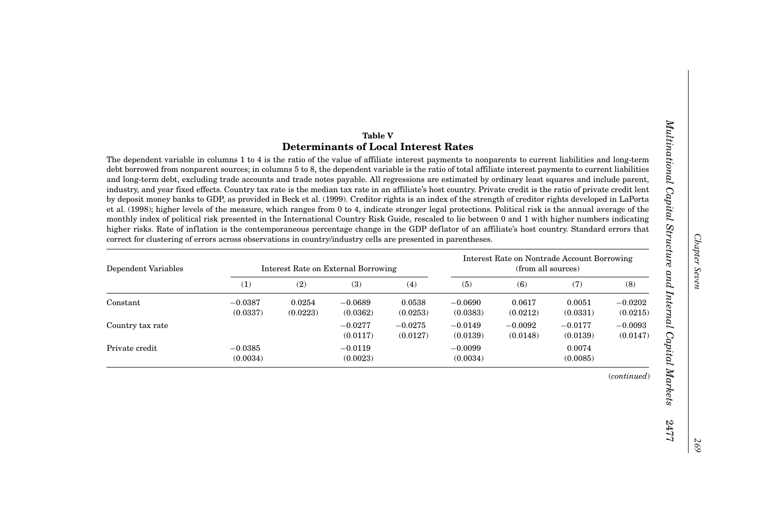**Table V**

**Determinants of Local Interest Rates**

The dependent variable in columns 1 to 4 is the ratio of the value of affiliate interest payments to nonparents to current liabilities and long-term debt borrowed from nonparent sources; in columns 5 to 8, the dependent variable is the ratio of total affiliate interest payments to current liabilities and long-term debt, excluding trade accounts and trade notes payable. All regressions are estimated by ordinary least squares and include parent, industry, and year fixed effects. Country tax rate is the median tax rate in an affiliate's host country. Private credit is the ratio of private credit lent by deposit money banks to GDP, as provided in Beck et al. (1999). Creditor rights is an index of the strength of creditor rights developed in LaPorta et al. (1998); higher levels of the measure, which ranges from 0 to 4, indicate stronger legal protections. Political risk is the annual average of the monthly index of political risk presented in the International Country Risk Guide, rescaled to lie between 0 and 1 with higher numbers indicating higher risks. Rate of inflation is the contemporaneous percentage change in the GDP deflator of an affiliate's host country. Standard errors that correct for clustering of errors across observations in country/industry cells are presented in parentheses.

| Dependent Variables | Interest Rate on External Borrowing | | | | Interest Rate on Nontrade Account Borrowing (from all sources) | | | |
|---|---|---|---|---|---|---|---|---|
| | (1) | (2) | (3) | (4) | (5) | (6) | (7) | (8) |
| Constant | −0.0387 | 0.0254 | −0.0689 | 0.0538 | −0.0690 | 0.0617 | 0.0051 | −0.0202 |
| | (0.0337) | (0.0223) | (0.0362) | (0.0253) | (0.0383) | (0.0212) | (0.0331) | (0.0215) |
| Country tax rate | | | −0.0277 | −0.0275 | −0.0149 | −0.0092 | −0.0177 | −0.0093 |
| | | | (0.0117) | (0.0127) | (0.0139) | (0.0148) | (0.0139) | (0.0147) |
| Private credit | −0.0385 | | −0.0119 | | −0.0099 | | 0.0074 | |
| | (0.0034) | | (0.0023) | | (0.0034) | | (0.0085) | |

(*continued*)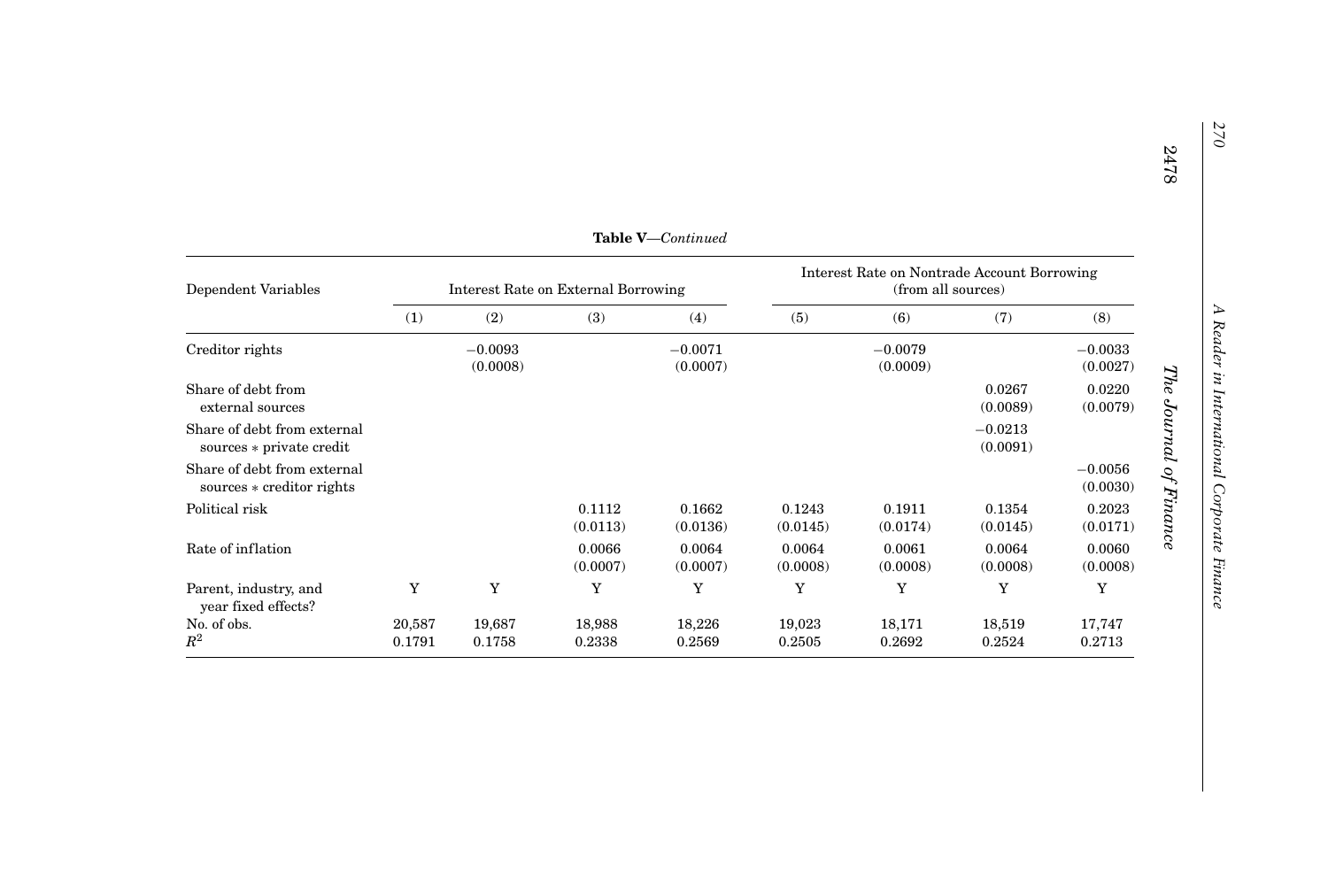**Table V**—*Continued*

| Dependent Variables | Interest Rate on External Borrowing | | | | Interest Rate on Nontrade Account Borrowing (from all sources) | | | |
|---|---|---|---|---|---|---|---|---|
| | (1) | (2) | (3) | (4) | (5) | (6) | (7) | (8) |
| Creditor rights | | −0.0093 (0.0008) | | −0.0071 (0.0007) | | −0.0079 (0.0009) | | −0.0033 (0.0027) |
| Share of debt from external sources | | | | | | | 0.0267 (0.0089) | 0.0220 (0.0079) |
| Share of debt from external sources * private credit | | | | | | | −0.0213 (0.0091) | |
| Share of debt from external sources * creditor rights | | | | | | | | −0.0056 (0.0030) |
| Political risk | | | 0.1112 (0.0113) | 0.1662 (0.0136) | 0.1243 (0.0145) | 0.1911 (0.0174) | 0.1354 (0.0145) | 0.2023 (0.0171) |
| Rate of inflation | | | 0.0066 (0.0007) | 0.0064 (0.0007) | 0.0064 (0.0008) | 0.0061 (0.0008) | 0.0064 (0.0008) | 0.0060 (0.0008) |
| Parent, industry, and year fixed effects? | Y | Y | Y | Y | Y | Y | Y | Y |
| No. of obs. | 20,587 | 19,687 | 18,988 | 18,226 | 19,023 | 18,171 | 18,519 | 17,747 |
| $R^2$ | 0.1791 | 0.1758 | 0.2338 | 0.2569 | 0.2505 | 0.2692 | 0.2524 | 0.2713 |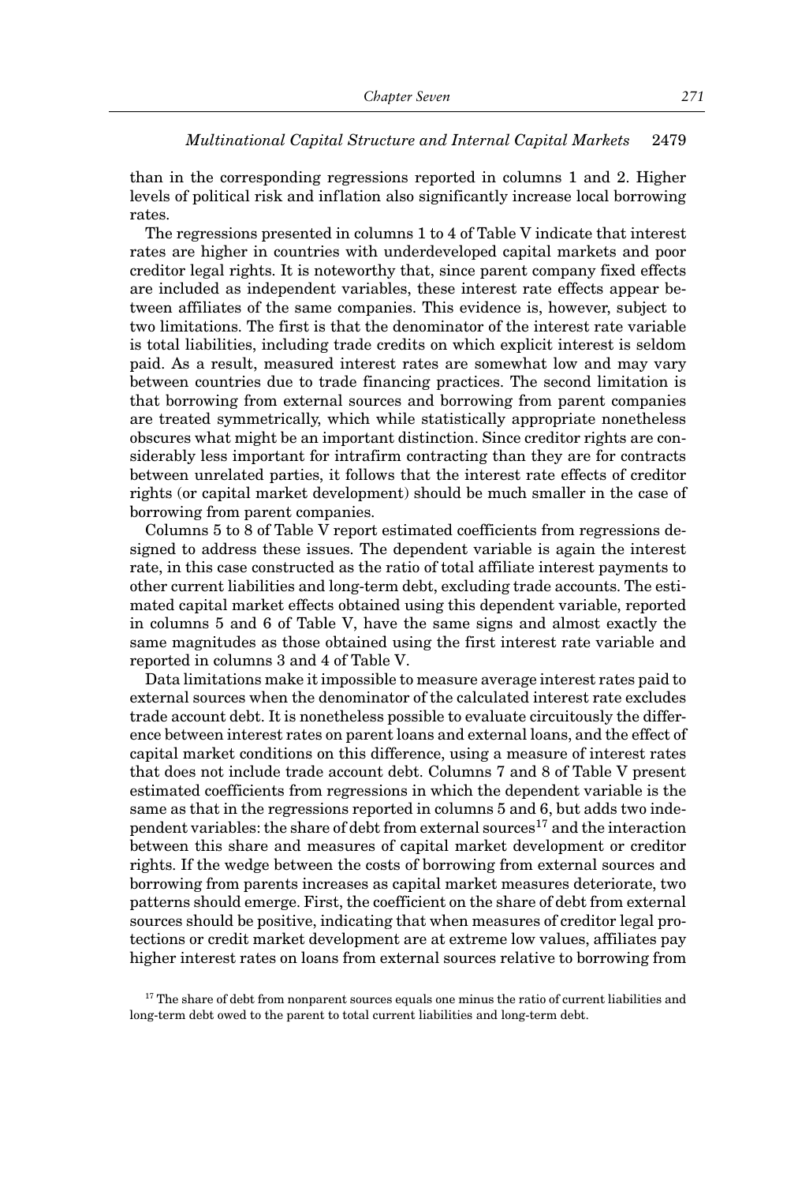than in the corresponding regressions reported in columns 1 and 2. Higher levels of political risk and inflation also significantly increase local borrowing rates.

The regressions presented in columns 1 to 4 of Table V indicate that interest rates are higher in countries with underdeveloped capital markets and poor creditor legal rights. It is noteworthy that, since parent company fixed effects are included as independent variables, these interest rate effects appear between affiliates of the same companies. This evidence is, however, subject to two limitations. The first is that the denominator of the interest rate variable is total liabilities, including trade credits on which explicit interest is seldom paid. As a result, measured interest rates are somewhat low and may vary between countries due to trade financing practices. The second limitation is that borrowing from external sources and borrowing from parent companies are treated symmetrically, which while statistically appropriate nonetheless obscures what might be an important distinction. Since creditor rights are considerably less important for intrafirm contracting than they are for contracts between unrelated parties, it follows that the interest rate effects of creditor rights (or capital market development) should be much smaller in the case of borrowing from parent companies.

Columns 5 to 8 of Table V report estimated coefficients from regressions designed to address these issues. The dependent variable is again the interest rate, in this case constructed as the ratio of total affiliate interest payments to other current liabilities and long-term debt, excluding trade accounts. The estimated capital market effects obtained using this dependent variable, reported in columns 5 and 6 of Table V, have the same signs and almost exactly the same magnitudes as those obtained using the first interest rate variable and reported in columns 3 and 4 of Table V.

Data limitations make it impossible to measure average interest rates paid to external sources when the denominator of the calculated interest rate excludes trade account debt. It is nonetheless possible to evaluate circuitously the difference between interest rates on parent loans and external loans, and the effect of capital market conditions on this difference, using a measure of interest rates that does not include trade account debt. Columns 7 and 8 of Table V present estimated coefficients from regressions in which the dependent variable is the same as that in the regressions reported in columns 5 and 6, but adds two independent variables: the share of debt from external sources[17] and the interaction between this share and measures of capital market development or creditor rights. If the wedge between the costs of borrowing from external sources and borrowing from parents increases as capital market measures deteriorate, two patterns should emerge. First, the coefficient on the share of debt from external sources should be positive, indicating that when measures of creditor legal protections or credit market development are at extreme low values, affiliates pay higher interest rates on loans from external sources relative to borrowing from

[17] The share of debt from nonparent sources equals one minus the ratio of current liabilities and long-term debt owed to the parent to total current liabilities and long-term debt.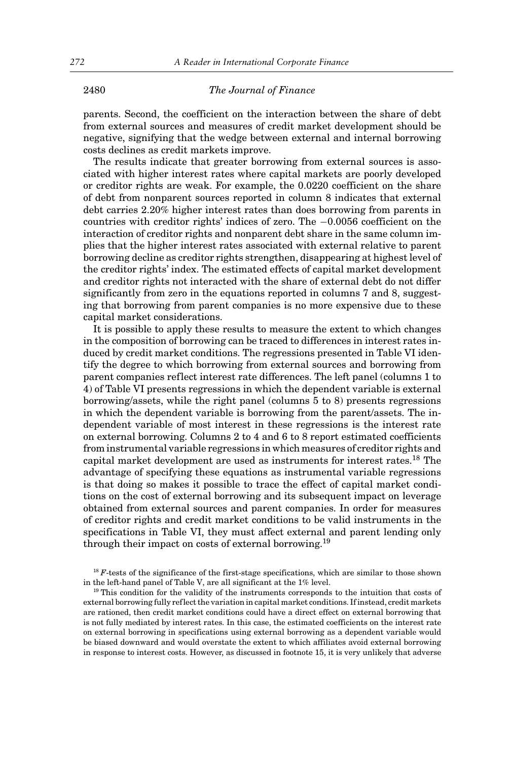parents. Second, the coefficient on the interaction between the share of debt from external sources and measures of credit market development should be negative, signifying that the wedge between external and internal borrowing costs declines as credit markets improve.

The results indicate that greater borrowing from external sources is associated with higher interest rates where capital markets are poorly developed or creditor rights are weak. For example, the 0.0220 coefficient on the share of debt from nonparent sources reported in column 8 indicates that external debt carries 2.20% higher interest rates than does borrowing from parents in countries with creditor rights' indices of zero. The −0.0056 coefficient on the interaction of creditor rights and nonparent debt share in the same column implies that the higher interest rates associated with external relative to parent borrowing decline as creditor rights strengthen, disappearing at highest level of the creditor rights' index. The estimated effects of capital market development and creditor rights not interacted with the share of external debt do not differ significantly from zero in the equations reported in columns 7 and 8, suggesting that borrowing from parent companies is no more expensive due to these capital market considerations.

It is possible to apply these results to measure the extent to which changes in the composition of borrowing can be traced to differences in interest rates induced by credit market conditions. The regressions presented in Table VI identify the degree to which borrowing from external sources and borrowing from parent companies reflect interest rate differences. The left panel (columns 1 to 4) of Table VI presents regressions in which the dependent variable is external borrowing/assets, while the right panel (columns 5 to 8) presents regressions in which the dependent variable is borrowing from the parent/assets. The independent variable of most interest in these regressions is the interest rate on external borrowing. Columns 2 to 4 and 6 to 8 report estimated coefficients from instrumental variable regressions in which measures of creditor rights and capital market development are used as instruments for interest rates.[18] The advantage of specifying these equations as instrumental variable regressions is that doing so makes it possible to trace the effect of capital market conditions on the cost of external borrowing and its subsequent impact on leverage obtained from external sources and parent companies. In order for measures of creditor rights and credit market conditions to be valid instruments in the specifications in Table VI, they must affect external and parent lending only through their impact on costs of external borrowing.[19]

[18] $F$-tests of the significance of the first-stage specifications, which are similar to those shown in the left-hand panel of Table V, are all significant at the 1% level.

[19] This condition for the validity of the instruments corresponds to the intuition that costs of external borrowing fully reflect the variation in capital market conditions. If instead, credit markets are rationed, then credit market conditions could have a direct effect on external borrowing that is not fully mediated by interest rates. In this case, the estimated coefficients on the interest rate on external borrowing in specifications using external borrowing as a dependent variable would be biased downward and would overstate the extent to which affiliates avoid external borrowing in response to interest costs. However, as discussed in footnote 15, it is very unlikely that adverse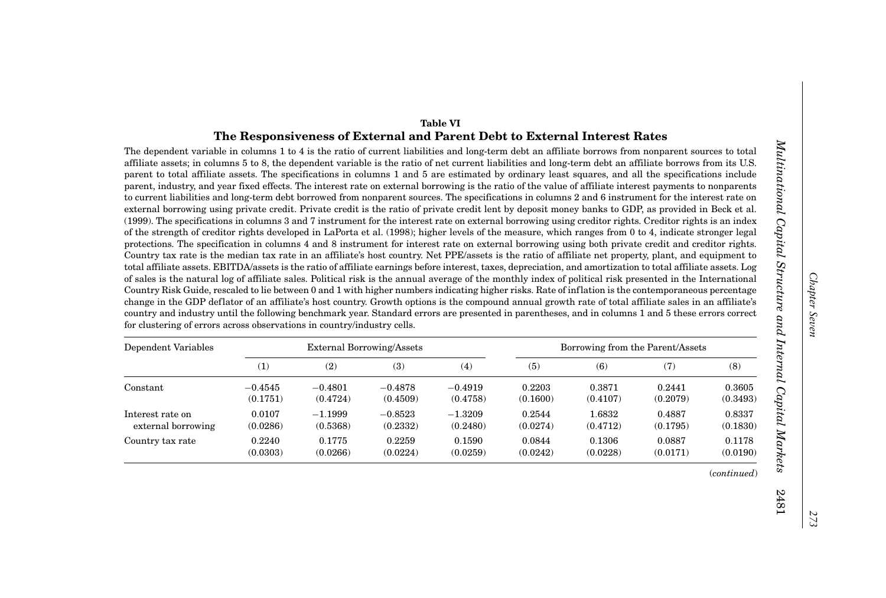**Table VI**

**The Responsiveness of External and Parent Debt to External Interest Rates**

The dependent variable in columns 1 to 4 is the ratio of current liabilities and long-term debt an affiliate borrows from nonparent sources to total affiliate assets; in columns 5 to 8, the dependent variable is the ratio of net current liabilities and long-term debt an affiliate borrows from its U.S. parent to total affiliate assets. The specifications in columns 1 and 5 are estimated by ordinary least squares, and all the specifications include parent, industry, and year fixed effects. The interest rate on external borrowing is the ratio of the value of affiliate interest payments to nonparents to current liabilities and long-term debt borrowed from nonparent sources. The specifications in columns 2 and 6 instrument for the interest rate on external borrowing using private credit. Private credit is the ratio of private credit lent by deposit money banks to GDP, as provided in Beck et al. (1999). The specifications in columns 3 and 7 instrument for the interest rate on external borrowing using creditor rights. Creditor rights is an index of the strength of creditor rights developed in LaPorta et al. (1998); higher levels of the measure, which ranges from 0 to 4, indicate stronger legal protections. The specification in columns 4 and 8 instrument for interest rate on external borrowing using both private credit and creditor rights. Country tax rate is the median tax rate in an affiliate's host country. Net PPE/assets is the ratio of affiliate net property, plant, and equipment to total affiliate assets. EBITDA/assets is the ratio of affiliate earnings before interest, taxes, depreciation, and amortization to total affiliate assets. Log of sales is the natural log of affiliate sales. Political risk is the annual average of the monthly index of political risk presented in the International Country Risk Guide, rescaled to lie between 0 and 1 with higher numbers indicating higher risks. Rate of inflation is the contemporaneous percentage change in the GDP deflator of an affiliate's host country. Growth options is the compound annual growth rate of total affiliate sales in an affiliate's country and industry until the following benchmark year. Standard errors are presented in parentheses, and in columns 1 and 5 these errors correct for clustering of errors across observations in country/industry cells.

| Dependent Variables | External Borrowing/Assets | | | | Borrowing from the Parent/Assets | | | |
|---|---|---|---|---|---|---|---|---|
| | (1) | (2) | (3) | (4) | (5) | (6) | (7) | (8) |
| Constant | −0.4545 | −0.4801 | −0.4878 | −0.4919 | 0.2203 | 0.3871 | 0.2441 | 0.3605 |
| | (0.1751) | (0.4724) | (0.4509) | (0.4758) | (0.1600) | (0.4107) | (0.2079) | (0.3493) |
| Interest rate on external borrowing | 0.0107 | −1.1999 | −0.8523 | −1.3209 | 0.2544 | 1.6832 | 0.4887 | 0.8337 |
| | (0.0286) | (0.5368) | (0.2332) | (0.2480) | (0.0274) | (0.4712) | (0.1795) | (0.1830) |
| Country tax rate | 0.2240 | 0.1775 | 0.2259 | 0.1590 | 0.0844 | 0.1306 | 0.0887 | 0.1178 |
| | (0.0303) | (0.0266) | (0.0224) | (0.0259) | (0.0242) | (0.0228) | (0.0171) | (0.0190) |

(*continued*)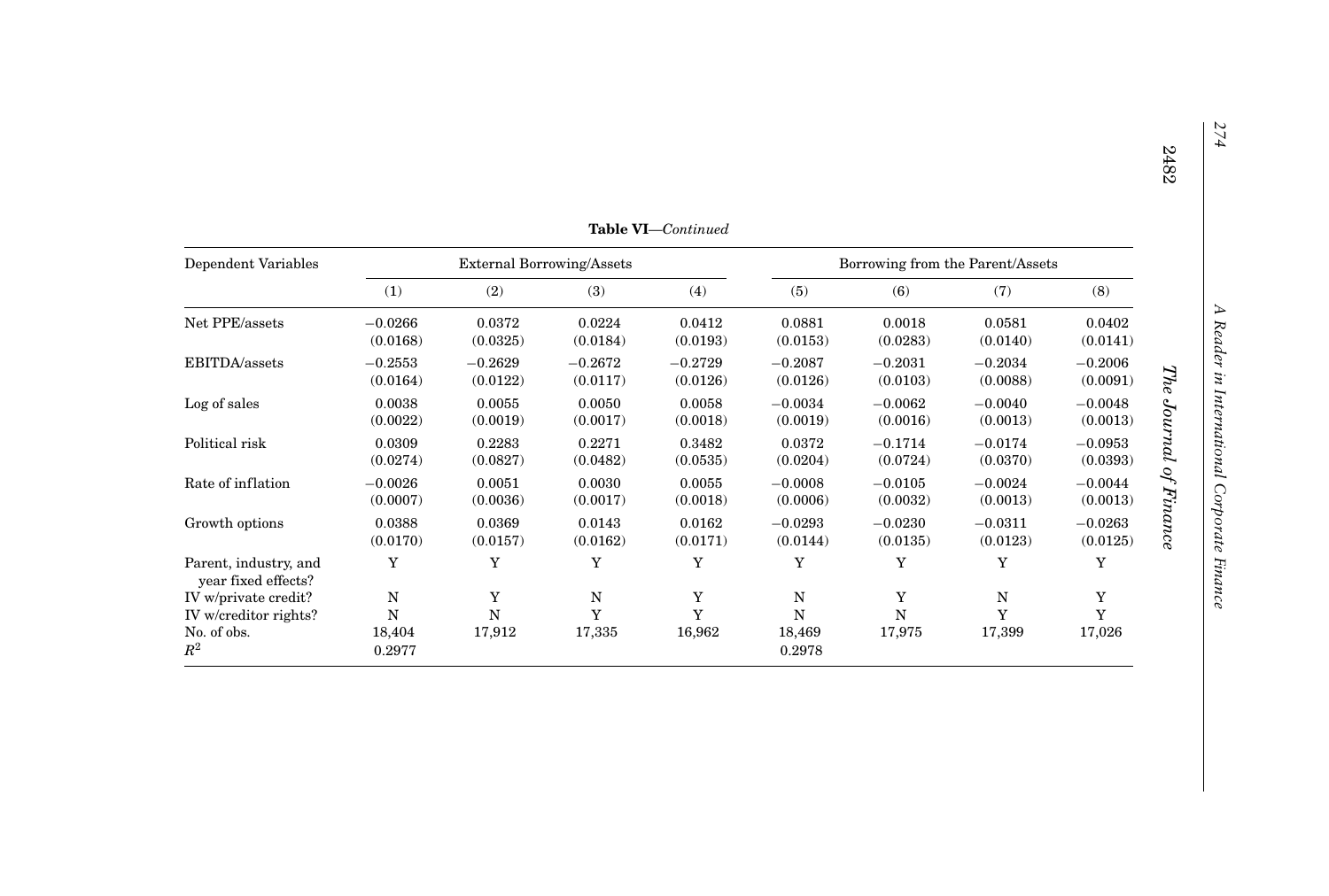**Table VI**—*Continued*

| Dependent Variables | External Borrowing/Assets | | | | Borrowing from the Parent/Assets | | | |
|---|---|---|---|---|---|---|---|---|
| | (1) | (2) | (3) | (4) | (5) | (6) | (7) | (8) |
| Net PPE/assets | −0.0266 | 0.0372 | 0.0224 | 0.0412 | 0.0881 | 0.0018 | 0.0581 | 0.0402 |
| | (0.0168) | (0.0325) | (0.0184) | (0.0193) | (0.0153) | (0.0283) | (0.0140) | (0.0141) |
| EBITDA/assets | −0.2553 | −0.2629 | −0.2672 | −0.2729 | −0.2087 | −0.2031 | −0.2034 | −0.2006 |
| | (0.0164) | (0.0122) | (0.0117) | (0.0126) | (0.0126) | (0.0103) | (0.0088) | (0.0091) |
| Log of sales | 0.0038 | 0.0055 | 0.0050 | 0.0058 | −0.0034 | −0.0062 | −0.0040 | −0.0048 |
| | (0.0022) | (0.0019) | (0.0017) | (0.0018) | (0.0019) | (0.0016) | (0.0013) | (0.0013) |
| Political risk | 0.0309 | 0.2283 | 0.2271 | 0.3482 | 0.0372 | −0.1714 | −0.0174 | −0.0953 |
| | (0.0274) | (0.0827) | (0.0482) | (0.0535) | (0.0204) | (0.0724) | (0.0370) | (0.0393) |
| Rate of inflation | −0.0026 | 0.0051 | 0.0030 | 0.0055 | −0.0008 | −0.0105 | −0.0024 | −0.0044 |
| | (0.0007) | (0.0036) | (0.0017) | (0.0018) | (0.0006) | (0.0032) | (0.0013) | (0.0013) |
| Growth options | 0.0388 | 0.0369 | 0.0143 | 0.0162 | −0.0293 | −0.0230 | −0.0311 | −0.0263 |
| | (0.0170) | (0.0157) | (0.0162) | (0.0171) | (0.0144) | (0.0135) | (0.0123) | (0.0125) |
| Parent, industry, and year fixed effects? | Y | Y | Y | Y | Y | Y | Y | Y |
| IV w/private credit? | N | Y | N | Y | N | Y | N | Y |
| IV w/creditor rights? | N | N | Y | Y | N | N | Y | Y |
| No. of obs. | 18,404 | 17,912 | 17,335 | 16,962 | 18,469 | 17,975 | 17,399 | 17,026 |
| $R^2$ | 0.2977 | | | | 0.2978 | | | |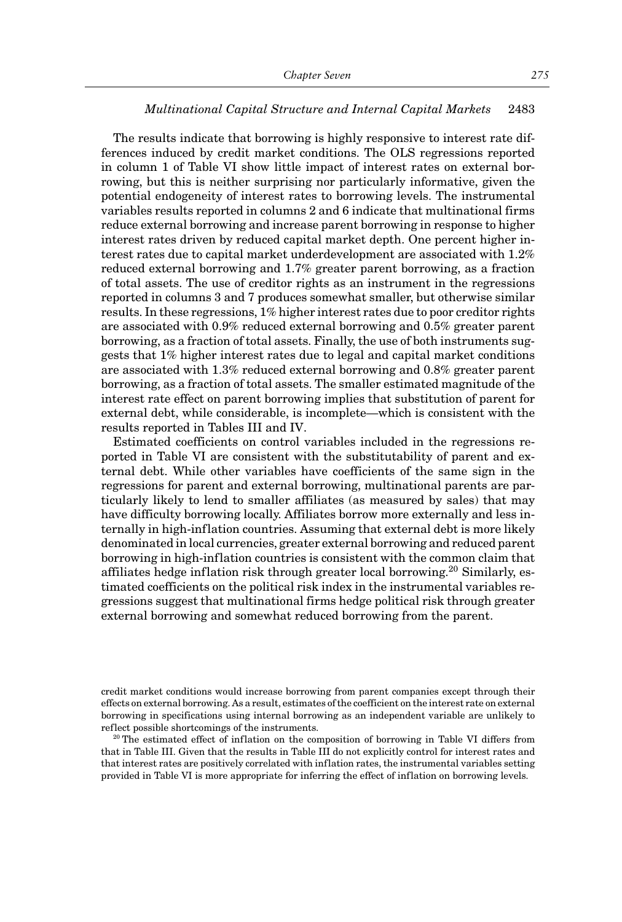The results indicate that borrowing is highly responsive to interest rate differences induced by credit market conditions. The OLS regressions reported in column 1 of Table VI show little impact of interest rates on external borrowing, but this is neither surprising nor particularly informative, given the potential endogeneity of interest rates to borrowing levels. The instrumental variables results reported in columns 2 and 6 indicate that multinational firms reduce external borrowing and increase parent borrowing in response to higher interest rates driven by reduced capital market depth. One percent higher interest rates due to capital market underdevelopment are associated with 1.2% reduced external borrowing and 1.7% greater parent borrowing, as a fraction of total assets. The use of creditor rights as an instrument in the regressions reported in columns 3 and 7 produces somewhat smaller, but otherwise similar results. In these regressions, 1% higher interest rates due to poor creditor rights are associated with 0.9% reduced external borrowing and 0.5% greater parent borrowing, as a fraction of total assets. Finally, the use of both instruments suggests that 1% higher interest rates due to legal and capital market conditions are associated with 1.3% reduced external borrowing and 0.8% greater parent borrowing, as a fraction of total assets. The smaller estimated magnitude of the interest rate effect on parent borrowing implies that substitution of parent for external debt, while considerable, is incomplete—which is consistent with the results reported in Tables III and IV.

Estimated coefficients on control variables included in the regressions reported in Table VI are consistent with the substitutability of parent and external debt. While other variables have coefficients of the same sign in the regressions for parent and external borrowing, multinational parents are particularly likely to lend to smaller affiliates (as measured by sales) that may have difficulty borrowing locally. Affiliates borrow more externally and less internally in high-inflation countries. Assuming that external debt is more likely denominated in local currencies, greater external borrowing and reduced parent borrowing in high-inflation countries is consistent with the common claim that affiliates hedge inflation risk through greater local borrowing.[20] Similarly, estimated coefficients on the political risk index in the instrumental variables regressions suggest that multinational firms hedge political risk through greater external borrowing and somewhat reduced borrowing from the parent.

credit market conditions would increase borrowing from parent companies except through their effects on external borrowing. As a result, estimates of the coefficient on the interest rate on external borrowing in specifications using internal borrowing as an independent variable are unlikely to reflect possible shortcomings of the instruments.

[20] The estimated effect of inflation on the composition of borrowing in Table VI differs from that in Table III. Given that the results in Table III do not explicitly control for interest rates and that interest rates are positively correlated with inflation rates, the instrumental variables setting provided in Table VI is more appropriate for inferring the effect of inflation on borrowing levels.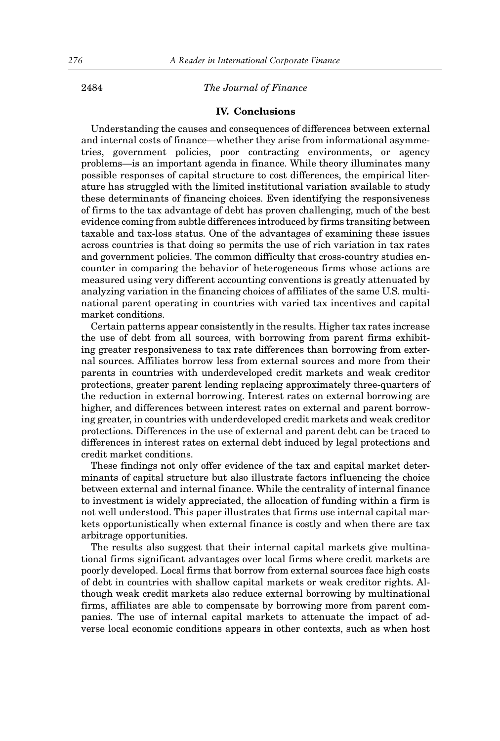## IV. Conclusions

Understanding the causes and consequences of differences between external and internal costs of finance—whether they arise from informational asymmetries, government policies, poor contracting environments, or agency problems—is an important agenda in finance. While theory illuminates many possible responses of capital structure to cost differences, the empirical literature has struggled with the limited institutional variation available to study these determinants of financing choices. Even identifying the responsiveness of firms to the tax advantage of debt has proven challenging, much of the best evidence coming from subtle differences introduced by firms transiting between taxable and tax-loss status. One of the advantages of examining these issues across countries is that doing so permits the use of rich variation in tax rates and government policies. The common difficulty that cross-country studies encounter in comparing the behavior of heterogeneous firms whose actions are measured using very different accounting conventions is greatly attenuated by analyzing variation in the financing choices of affiliates of the same U.S. multinational parent operating in countries with varied tax incentives and capital market conditions.

Certain patterns appear consistently in the results. Higher tax rates increase the use of debt from all sources, with borrowing from parent firms exhibiting greater responsiveness to tax rate differences than borrowing from external sources. Affiliates borrow less from external sources and more from their parents in countries with underdeveloped credit markets and weak creditor protections, greater parent lending replacing approximately three-quarters of the reduction in external borrowing. Interest rates on external borrowing are higher, and differences between interest rates on external and parent borrowing greater, in countries with underdeveloped credit markets and weak creditor protections. Differences in the use of external and parent debt can be traced to differences in interest rates on external debt induced by legal protections and credit market conditions.

These findings not only offer evidence of the tax and capital market determinants of capital structure but also illustrate factors influencing the choice between external and internal finance. While the centrality of internal finance to investment is widely appreciated, the allocation of funding within a firm is not well understood. This paper illustrates that firms use internal capital markets opportunistically when external finance is costly and when there are tax arbitrage opportunities.

The results also suggest that their internal capital markets give multinational firms significant advantages over local firms where credit markets are poorly developed. Local firms that borrow from external sources face high costs of debt in countries with shallow capital markets or weak creditor rights. Although weak credit markets also reduce external borrowing by multinational firms, affiliates are able to compensate by borrowing more from parent companies. The use of internal capital markets to attenuate the impact of adverse local economic conditions appears in other contexts, such as when host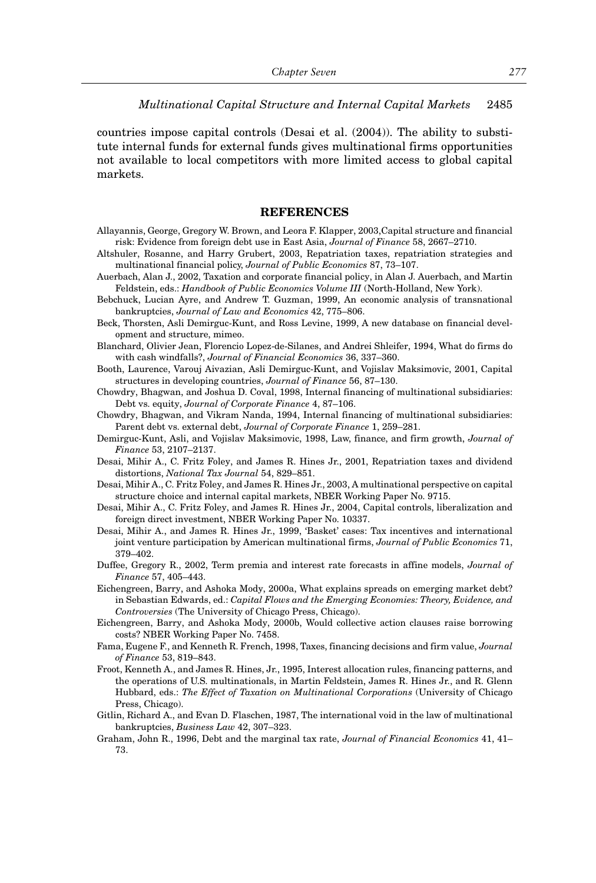countries impose capital controls (Desai et al. (2004)). The ability to substitute internal funds for external funds gives multinational firms opportunities not available to local competitors with more limited access to global capital markets.

## REFERENCES

Allayannis, George, Gregory W. Brown, and Leora F. Klapper, 2003,Capital structure and financial risk: Evidence from foreign debt use in East Asia, *Journal of Finance* 58, 2667–2710.

Altshuler, Rosanne, and Harry Grubert, 2003, Repatriation taxes, repatriation strategies and multinational financial policy, *Journal of Public Economics* 87, 73–107.

Auerbach, Alan J., 2002, Taxation and corporate financial policy, in Alan J. Auerbach, and Martin Feldstein, eds.: *Handbook of Public Economics Volume III* (North-Holland, New York).

Bebchuck, Lucian Ayre, and Andrew T. Guzman, 1999, An economic analysis of transnational bankruptcies, *Journal of Law and Economics* 42, 775–806.

Beck, Thorsten, Asli Demirguc-Kunt, and Ross Levine, 1999, A new database on financial development and structure, mimeo.

Blanchard, Olivier Jean, Florencio Lopez-de-Silanes, and Andrei Shleifer, 1994, What do firms do with cash windfalls?, *Journal of Financial Economics* 36, 337–360.

Booth, Laurence, Varouj Aivazian, Asli Demirguc-Kunt, and Vojislav Maksimovic, 2001, Capital structures in developing countries, *Journal of Finance* 56, 87–130.

Chowdry, Bhagwan, and Joshua D. Coval, 1998, Internal financing of multinational subsidiaries: Debt vs. equity, *Journal of Corporate Finance* 4, 87–106.

Chowdry, Bhagwan, and Vikram Nanda, 1994, Internal financing of multinational subsidiaries: Parent debt vs. external debt, *Journal of Corporate Finance* 1, 259–281.

Demirguc-Kunt, Asli, and Vojislav Maksimovic, 1998, Law, finance, and firm growth, *Journal of Finance* 53, 2107–2137.

Desai, Mihir A., C. Fritz Foley, and James R. Hines Jr., 2001, Repatriation taxes and dividend distortions, *National Tax Journal* 54, 829–851.

Desai, Mihir A., C. Fritz Foley, and James R. Hines Jr., 2003, A multinational perspective on capital structure choice and internal capital markets, NBER Working Paper No. 9715.

Desai, Mihir A., C. Fritz Foley, and James R. Hines Jr., 2004, Capital controls, liberalization and foreign direct investment, NBER Working Paper No. 10337.

Desai, Mihir A., and James R. Hines Jr., 1999, 'Basket' cases: Tax incentives and international joint venture participation by American multinational firms, *Journal of Public Economics* 71, 379–402.

Duffee, Gregory R., 2002, Term premia and interest rate forecasts in affine models, *Journal of Finance* 57, 405–443.

Eichengreen, Barry, and Ashoka Mody, 2000a, What explains spreads on emerging market debt? in Sebastian Edwards, ed.: *Capital Flows and the Emerging Economies: Theory, Evidence, and Controversies* (The University of Chicago Press, Chicago).

Eichengreen, Barry, and Ashoka Mody, 2000b, Would collective action clauses raise borrowing costs? NBER Working Paper No. 7458.

Fama, Eugene F., and Kenneth R. French, 1998, Taxes, financing decisions and firm value, *Journal of Finance* 53, 819–843.

Froot, Kenneth A., and James R. Hines, Jr., 1995, Interest allocation rules, financing patterns, and the operations of U.S. multinationals, in Martin Feldstein, James R. Hines Jr., and R. Glenn Hubbard, eds.: *The Effect of Taxation on Multinational Corporations* (University of Chicago Press, Chicago).

Gitlin, Richard A., and Evan D. Flaschen, 1987, The international void in the law of multinational bankruptcies, *Business Law* 42, 307–323.

Graham, John R., 1996, Debt and the marginal tax rate, *Journal of Financial Economics* 41, 41–73.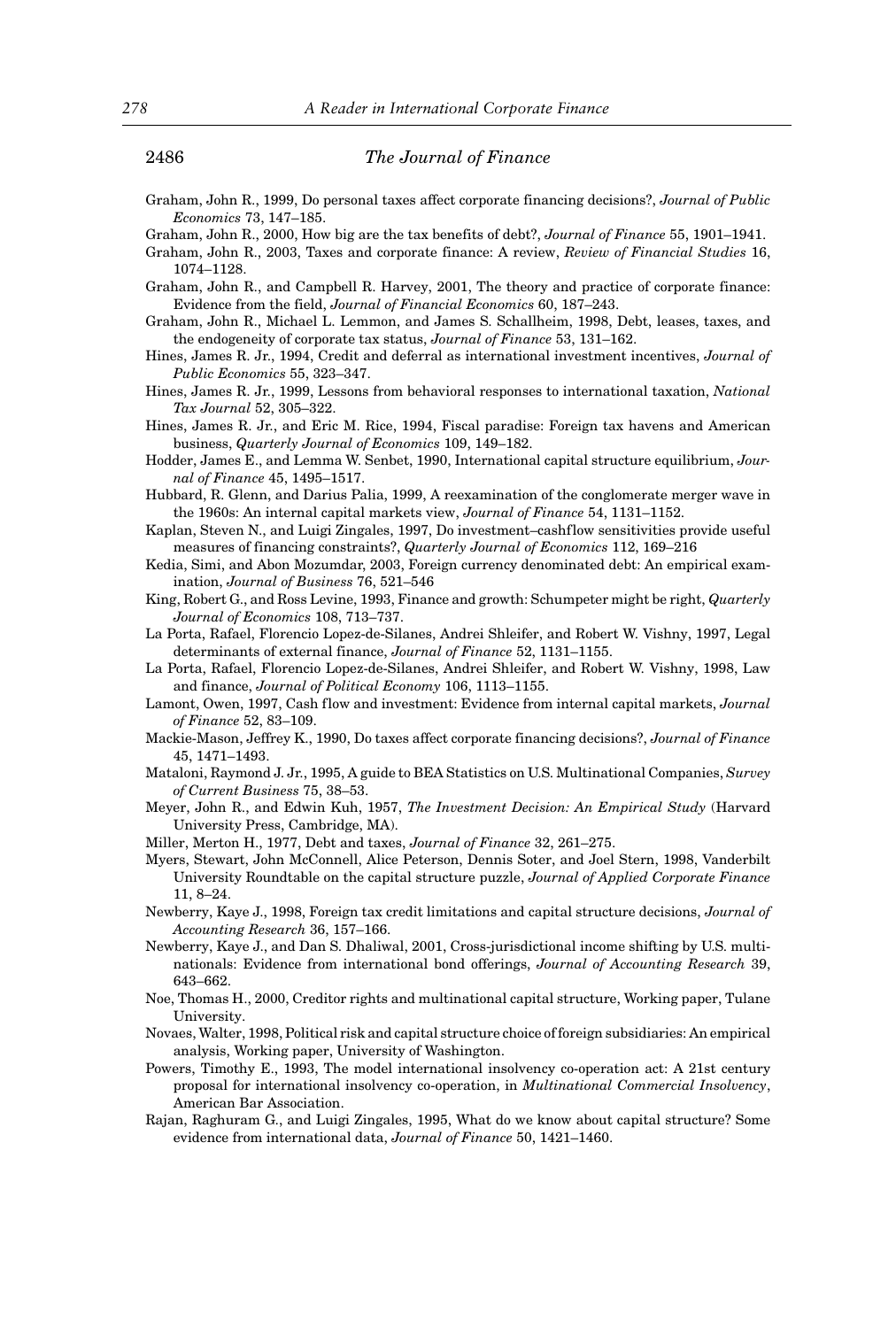Graham, John R., 1999, Do personal taxes affect corporate financing decisions?, *Journal of Public Economics* 73, 147–185.

Graham, John R., 2000, How big are the tax benefits of debt?, *Journal of Finance* 55, 1901–1941.

Graham, John R., 2003, Taxes and corporate finance: A review, *Review of Financial Studies* 16, 1074–1128.

Graham, John R., and Campbell R. Harvey, 2001, The theory and practice of corporate finance: Evidence from the field, *Journal of Financial Economics* 60, 187–243.

Graham, John R., Michael L. Lemmon, and James S. Schallheim, 1998, Debt, leases, taxes, and the endogeneity of corporate tax status, *Journal of Finance* 53, 131–162.

Hines, James R. Jr., 1994, Credit and deferral as international investment incentives, *Journal of Public Economics* 55, 323–347.

Hines, James R. Jr., 1999, Lessons from behavioral responses to international taxation, *National Tax Journal* 52, 305–322.

Hines, James R. Jr., and Eric M. Rice, 1994, Fiscal paradise: Foreign tax havens and American business, *Quarterly Journal of Economics* 109, 149–182.

Hodder, James E., and Lemma W. Senbet, 1990, International capital structure equilibrium, *Journal of Finance* 45, 1495–1517.

Hubbard, R. Glenn, and Darius Palia, 1999, A reexamination of the conglomerate merger wave in the 1960s: An internal capital markets view, *Journal of Finance* 54, 1131–1152.

Kaplan, Steven N., and Luigi Zingales, 1997, Do investment–cashflow sensitivities provide useful measures of financing constraints?, *Quarterly Journal of Economics* 112, 169–216

Kedia, Simi, and Abon Mozumdar, 2003, Foreign currency denominated debt: An empirical examination, *Journal of Business* 76, 521–546

King, Robert G., and Ross Levine, 1993, Finance and growth: Schumpeter might be right, *Quarterly Journal of Economics* 108, 713–737.

La Porta, Rafael, Florencio Lopez-de-Silanes, Andrei Shleifer, and Robert W. Vishny, 1997, Legal determinants of external finance, *Journal of Finance* 52, 1131–1155.

La Porta, Rafael, Florencio Lopez-de-Silanes, Andrei Shleifer, and Robert W. Vishny, 1998, Law and finance, *Journal of Political Economy* 106, 1113–1155.

Lamont, Owen, 1997, Cash flow and investment: Evidence from internal capital markets, *Journal of Finance* 52, 83–109.

Mackie-Mason, Jeffrey K., 1990, Do taxes affect corporate financing decisions?, *Journal of Finance* 45, 1471–1493.

Mataloni, Raymond J. Jr., 1995, A guide to BEA Statistics on U.S. Multinational Companies, *Survey of Current Business* 75, 38–53.

Meyer, John R., and Edwin Kuh, 1957, *The Investment Decision: An Empirical Study* (Harvard University Press, Cambridge, MA).

Miller, Merton H., 1977, Debt and taxes, *Journal of Finance* 32, 261–275.

Myers, Stewart, John McConnell, Alice Peterson, Dennis Soter, and Joel Stern, 1998, Vanderbilt University Roundtable on the capital structure puzzle, *Journal of Applied Corporate Finance* 11, 8–24.

Newberry, Kaye J., 1998, Foreign tax credit limitations and capital structure decisions, *Journal of Accounting Research* 36, 157–166.

Newberry, Kaye J., and Dan S. Dhaliwal, 2001, Cross-jurisdictional income shifting by U.S. multinationals: Evidence from international bond offerings, *Journal of Accounting Research* 39, 643–662.

Noe, Thomas H., 2000, Creditor rights and multinational capital structure, Working paper, Tulane University.

Novaes, Walter, 1998, Political risk and capital structure choice of foreign subsidiaries: An empirical analysis, Working paper, University of Washington.

Powers, Timothy E., 1993, The model international insolvency co-operation act: A 21st century proposal for international insolvency co-operation, in *Multinational Commercial Insolvency*, American Bar Association.

Rajan, Raghuram G., and Luigi Zingales, 1995, What do we know about capital structure? Some evidence from international data, *Journal of Finance* 50, 1421–1460.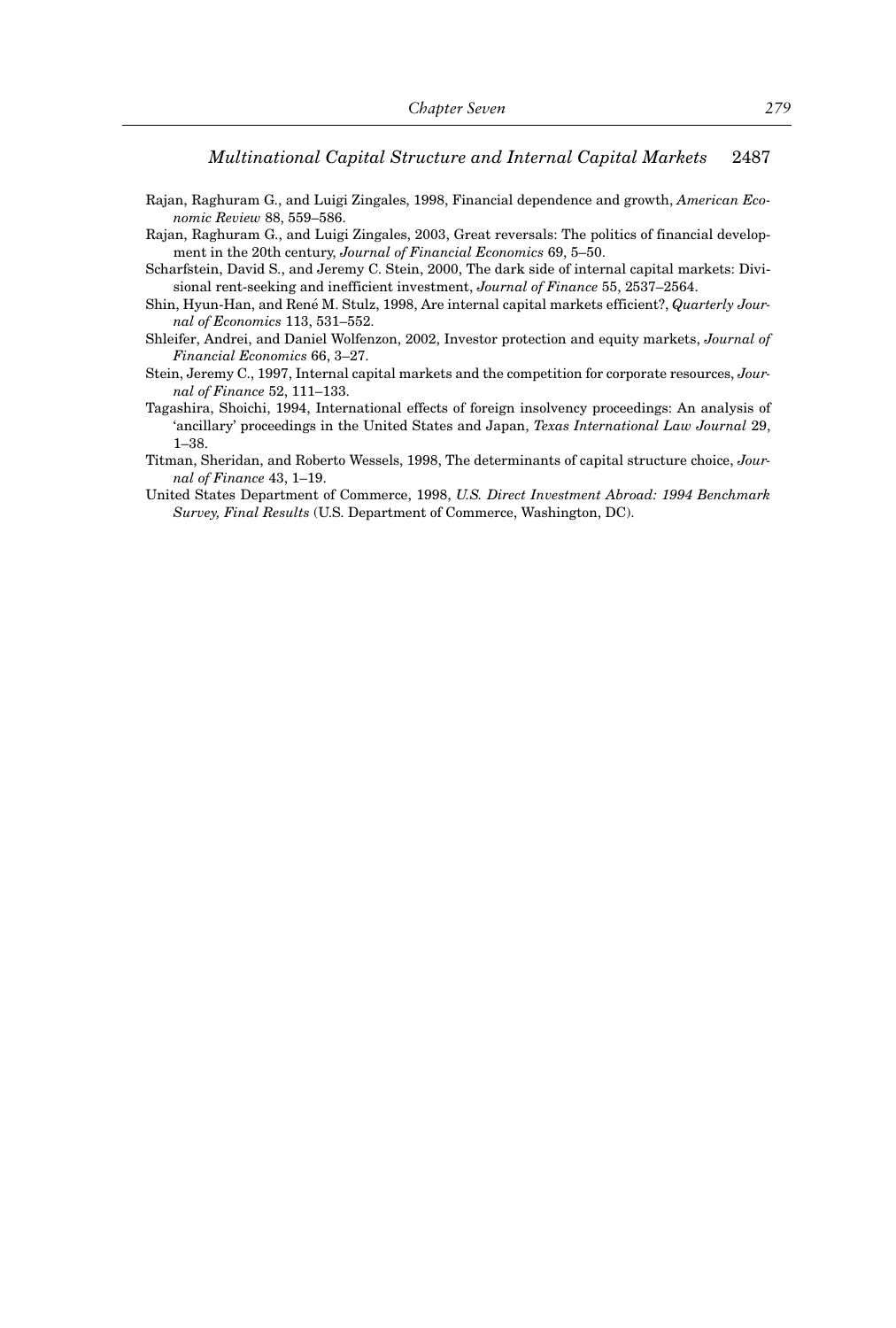Rajan, Raghuram G., and Luigi Zingales, 1998, Financial dependence and growth, *American Economic Review* 88, 559–586.

Rajan, Raghuram G., and Luigi Zingales, 2003, Great reversals: The politics of financial development in the 20th century, *Journal of Financial Economics* 69, 5–50.

Scharfstein, David S., and Jeremy C. Stein, 2000, The dark side of internal capital markets: Divisional rent-seeking and inefficient investment, *Journal of Finance* 55, 2537–2564.

Shin, Hyun-Han, and René M. Stulz, 1998, Are internal capital markets efficient?, *Quarterly Journal of Economics* 113, 531–552.

Shleifer, Andrei, and Daniel Wolfenzon, 2002, Investor protection and equity markets, *Journal of Financial Economics* 66, 3–27.

Stein, Jeremy C., 1997, Internal capital markets and the competition for corporate resources, *Journal of Finance* 52, 111–133.

Tagashira, Shoichi, 1994, International effects of foreign insolvency proceedings: An analysis of 'ancillary' proceedings in the United States and Japan, *Texas International Law Journal* 29, 1–38.

Titman, Sheridan, and Roberto Wessels, 1998, The determinants of capital structure choice, *Journal of Finance* 43, 1–19.

United States Department of Commerce, 1998, *U.S. Direct Investment Abroad: 1994 Benchmark Survey, Final Results* (U.S. Department of Commerce, Washington, DC).